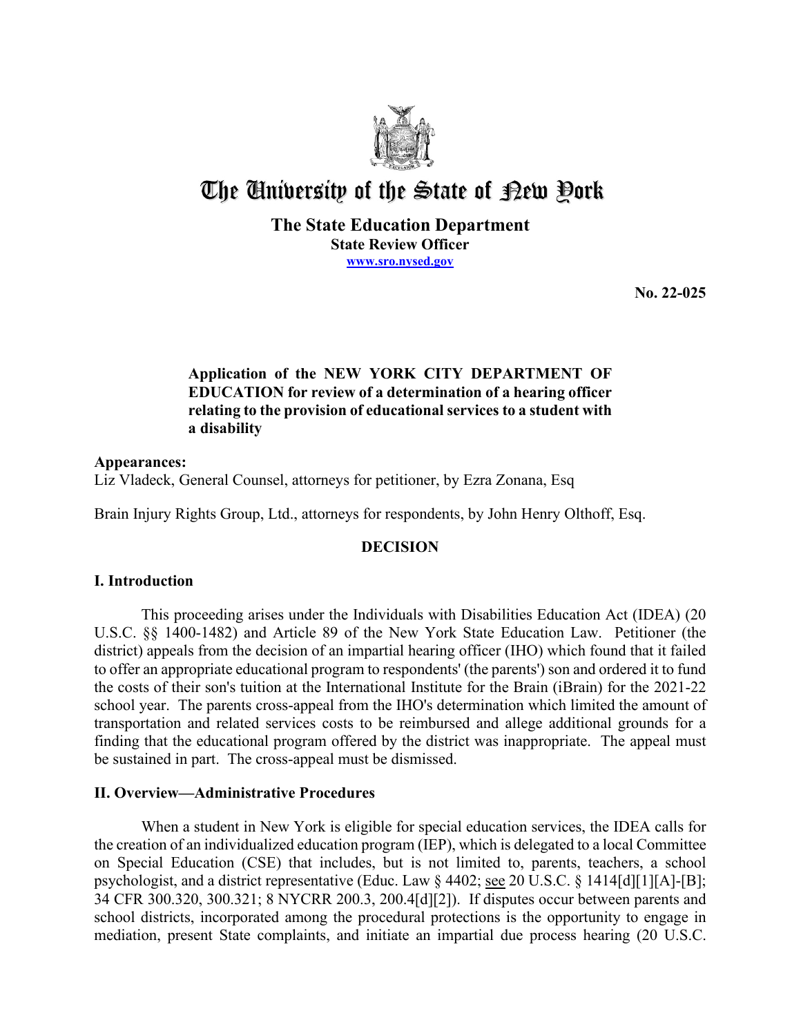# The University of the State of New York

**The State Education Department**
**State Review Officer**
**www.sro.nysed.gov**

**No. 22-025**

**Application of the NEW YORK CITY DEPARTMENT OF EDUCATION for review of a determination of a hearing officer relating to the provision of educational services to a student with a disability**

**Appearances:**
Liz Vladeck, General Counsel, attorneys for petitioner, by Ezra Zonana, Esq

Brain Injury Rights Group, Ltd., attorneys for respondents, by John Henry Olthoff, Esq.

## DECISION

### I. Introduction

This proceeding arises under the Individuals with Disabilities Education Act (IDEA) (20 U.S.C. §§ 1400-1482) and Article 89 of the New York State Education Law. Petitioner (the district) appeals from the decision of an impartial hearing officer (IHO) which found that it failed to offer an appropriate educational program to respondents' (the parents') son and ordered it to fund the costs of their son's tuition at the International Institute for the Brain (iBrain) for the 2021-22 school year. The parents cross-appeal from the IHO's determination which limited the amount of transportation and related services costs to be reimbursed and allege additional grounds for a finding that the educational program offered by the district was inappropriate. The appeal must be sustained in part. The cross-appeal must be dismissed.

### II. Overview—Administrative Procedures

When a student in New York is eligible for special education services, the IDEA calls for the creation of an individualized education program (IEP), which is delegated to a local Committee on Special Education (CSE) that includes, but is not limited to, parents, teachers, a school psychologist, and a district representative (Educ. Law § 4402; see 20 U.S.C. § 1414[d][1][A]-[B]; 34 CFR 300.320, 300.321; 8 NYCRR 200.3, 200.4[d][2]). If disputes occur between parents and school districts, incorporated among the procedural protections is the opportunity to engage in mediation, present State complaints, and initiate an impartial due process hearing (20 U.S.C.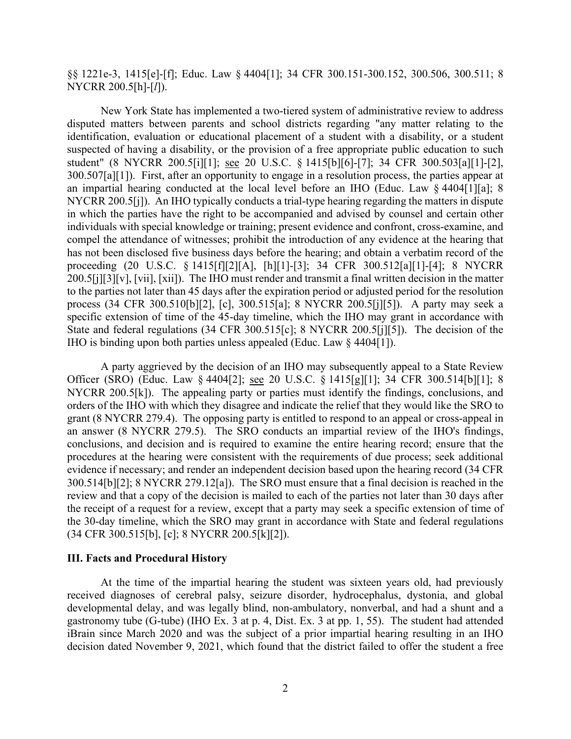§§ 1221e-3, 1415[e]-[f]; Educ. Law § 4404[1]; 34 CFR 300.151-300.152, 300.506, 300.511; 8 NYCRR 200.5[h]-[*l*]).

New York State has implemented a two-tiered system of administrative review to address disputed matters between parents and school districts regarding "any matter relating to the identification, evaluation or educational placement of a student with a disability, or a student suspected of having a disability, or the provision of a free appropriate public education to such student" (8 NYCRR 200.5[i][1]; see 20 U.S.C. § 1415[b][6]-[7]; 34 CFR 300.503[a][1]-[2], 300.507[a][1]). First, after an opportunity to engage in a resolution process, the parties appear at an impartial hearing conducted at the local level before an IHO (Educ. Law § 4404[1][a]; 8 NYCRR 200.5[j]). An IHO typically conducts a trial-type hearing regarding the matters in dispute in which the parties have the right to be accompanied and advised by counsel and certain other individuals with special knowledge or training; present evidence and confront, cross-examine, and compel the attendance of witnesses; prohibit the introduction of any evidence at the hearing that has not been disclosed five business days before the hearing; and obtain a verbatim record of the proceeding (20 U.S.C. § 1415[f][2][A], [h][1]-[3]; 34 CFR 300.512[a][1]-[4]; 8 NYCRR 200.5[j][3][v], [vii], [xii]). The IHO must render and transmit a final written decision in the matter to the parties not later than 45 days after the expiration period or adjusted period for the resolution process (34 CFR 300.510[b][2], [c], 300.515[a]; 8 NYCRR 200.5[j][5]). A party may seek a specific extension of time of the 45-day timeline, which the IHO may grant in accordance with State and federal regulations (34 CFR 300.515[c]; 8 NYCRR 200.5[j][5]). The decision of the IHO is binding upon both parties unless appealed (Educ. Law § 4404[1]).

A party aggrieved by the decision of an IHO may subsequently appeal to a State Review Officer (SRO) (Educ. Law § 4404[2]; see 20 U.S.C. § 1415[g][1]; 34 CFR 300.514[b][1]; 8 NYCRR 200.5[k]). The appealing party or parties must identify the findings, conclusions, and orders of the IHO with which they disagree and indicate the relief that they would like the SRO to grant (8 NYCRR 279.4). The opposing party is entitled to respond to an appeal or cross-appeal in an answer (8 NYCRR 279.5). The SRO conducts an impartial review of the IHO's findings, conclusions, and decision and is required to examine the entire hearing record; ensure that the procedures at the hearing were consistent with the requirements of due process; seek additional evidence if necessary; and render an independent decision based upon the hearing record (34 CFR 300.514[b][2]; 8 NYCRR 279.12[a]). The SRO must ensure that a final decision is reached in the review and that a copy of the decision is mailed to each of the parties not later than 30 days after the receipt of a request for a review, except that a party may seek a specific extension of time of the 30-day timeline, which the SRO may grant in accordance with State and federal regulations (34 CFR 300.515[b], [c]; 8 NYCRR 200.5[k][2]).

### III. Facts and Procedural History

At the time of the impartial hearing the student was sixteen years old, had previously received diagnoses of cerebral palsy, seizure disorder, hydrocephalus, dystonia, and global developmental delay, and was legally blind, non-ambulatory, nonverbal, and had a shunt and a gastronomy tube (G-tube) (IHO Ex. 3 at p. 4, Dist. Ex. 3 at pp. 1, 55). The student had attended iBrain since March 2020 and was the subject of a prior impartial hearing resulting in an IHO decision dated November 9, 2021, which found that the district failed to offer the student a free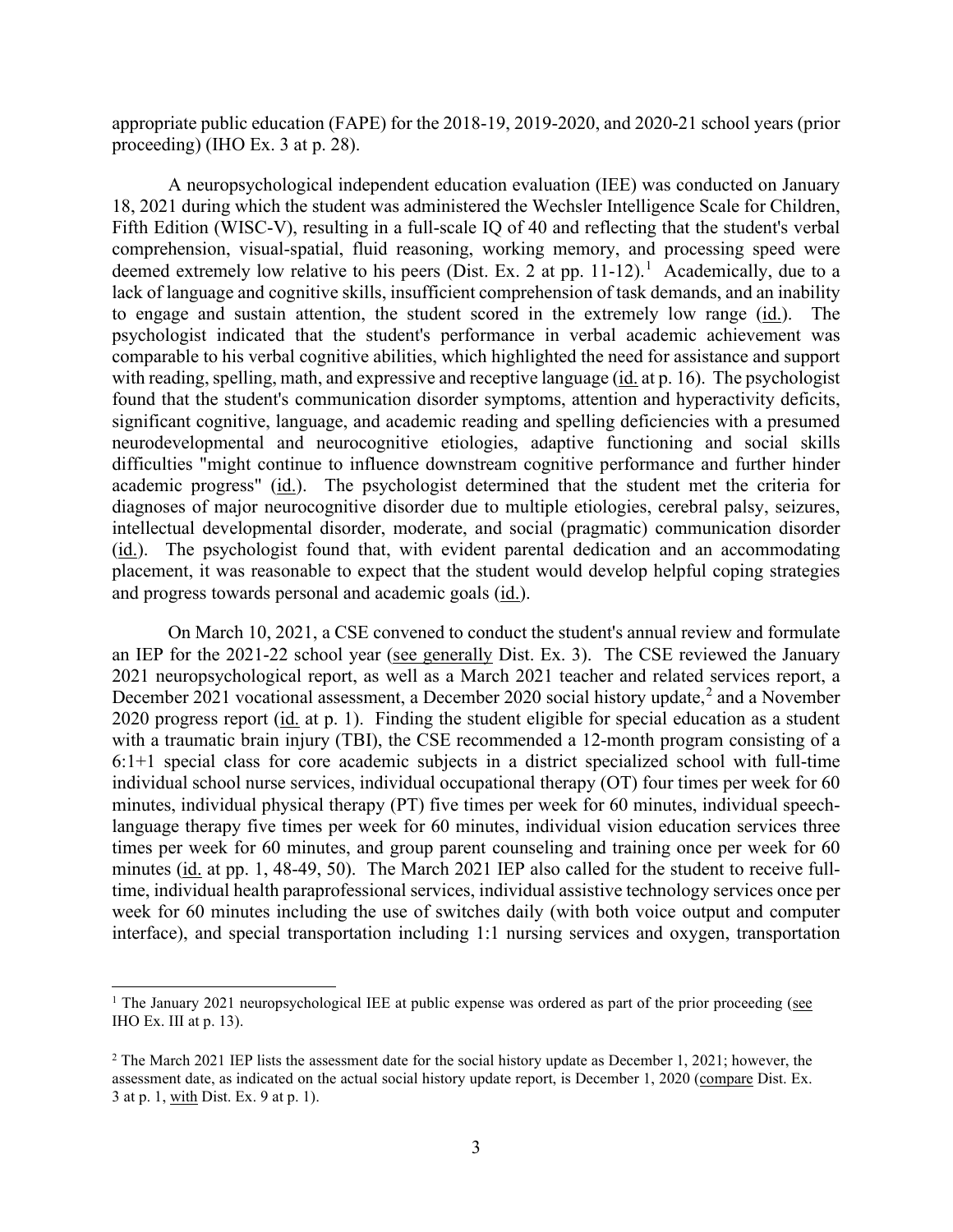appropriate public education (FAPE) for the 2018-19, 2019-2020, and 2020-21 school years (prior proceeding) (IHO Ex. 3 at p. 28).

A neuropsychological independent education evaluation (IEE) was conducted on January 18, 2021 during which the student was administered the Wechsler Intelligence Scale for Children, Fifth Edition (WISC-V), resulting in a full-scale IQ of 40 and reflecting that the student's verbal comprehension, visual-spatial, fluid reasoning, working memory, and processing speed were deemed extremely low relative to his peers (Dist. Ex. 2 at pp. 11-12).[1] Academically, due to a lack of language and cognitive skills, insufficient comprehension of task demands, and an inability to engage and sustain attention, the student scored in the extremely low range (id.). The psychologist indicated that the student's performance in verbal academic achievement was comparable to his verbal cognitive abilities, which highlighted the need for assistance and support with reading, spelling, math, and expressive and receptive language (id. at p. 16). The psychologist found that the student's communication disorder symptoms, attention and hyperactivity deficits, significant cognitive, language, and academic reading and spelling deficiencies with a presumed neurodevelopmental and neurocognitive etiologies, adaptive functioning and social skills difficulties "might continue to influence downstream cognitive performance and further hinder academic progress" (id.). The psychologist determined that the student met the criteria for diagnoses of major neurocognitive disorder due to multiple etiologies, cerebral palsy, seizures, intellectual developmental disorder, moderate, and social (pragmatic) communication disorder (id.). The psychologist found that, with evident parental dedication and an accommodating placement, it was reasonable to expect that the student would develop helpful coping strategies and progress towards personal and academic goals (id.).

On March 10, 2021, a CSE convened to conduct the student's annual review and formulate an IEP for the 2021-22 school year (see generally Dist. Ex. 3). The CSE reviewed the January 2021 neuropsychological report, as well as a March 2021 teacher and related services report, a December 2021 vocational assessment, a December 2020 social history update,[2] and a November 2020 progress report (id. at p. 1). Finding the student eligible for special education as a student with a traumatic brain injury (TBI), the CSE recommended a 12-month program consisting of a 6:1+1 special class for core academic subjects in a district specialized school with full-time individual school nurse services, individual occupational therapy (OT) four times per week for 60 minutes, individual physical therapy (PT) five times per week for 60 minutes, individual speech-language therapy five times per week for 60 minutes, individual vision education services three times per week for 60 minutes, and group parent counseling and training once per week for 60 minutes (id. at pp. 1, 48-49, 50). The March 2021 IEP also called for the student to receive full-time, individual health paraprofessional services, individual assistive technology services once per week for 60 minutes including the use of switches daily (with both voice output and computer interface), and special transportation including 1:1 nursing services and oxygen, transportation

[1] The January 2021 neuropsychological IEE at public expense was ordered as part of the prior proceeding (see IHO Ex. III at p. 13).

[2] The March 2021 IEP lists the assessment date for the social history update as December 1, 2021; however, the assessment date, as indicated on the actual social history update report, is December 1, 2020 (compare Dist. Ex. 3 at p. 1, with Dist. Ex. 9 at p. 1).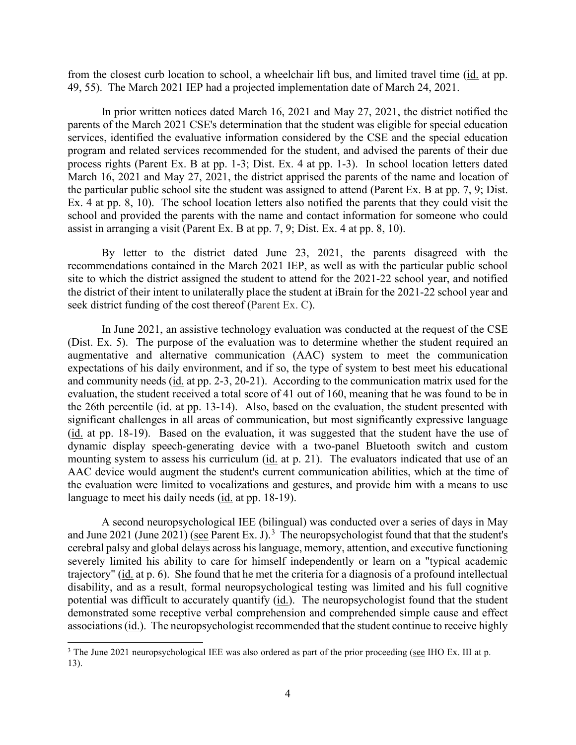from the closest curb location to school, a wheelchair lift bus, and limited travel time (id. at pp. 49, 55). The March 2021 IEP had a projected implementation date of March 24, 2021.

In prior written notices dated March 16, 2021 and May 27, 2021, the district notified the parents of the March 2021 CSE's determination that the student was eligible for special education services, identified the evaluative information considered by the CSE and the special education program and related services recommended for the student, and advised the parents of their due process rights (Parent Ex. B at pp. 1-3; Dist. Ex. 4 at pp. 1-3). In school location letters dated March 16, 2021 and May 27, 2021, the district apprised the parents of the name and location of the particular public school site the student was assigned to attend (Parent Ex. B at pp. 7, 9; Dist. Ex. 4 at pp. 8, 10). The school location letters also notified the parents that they could visit the school and provided the parents with the name and contact information for someone who could assist in arranging a visit (Parent Ex. B at pp. 7, 9; Dist. Ex. 4 at pp. 8, 10).

By letter to the district dated June 23, 2021, the parents disagreed with the recommendations contained in the March 2021 IEP, as well as with the particular public school site to which the district assigned the student to attend for the 2021-22 school year, and notified the district of their intent to unilaterally place the student at iBrain for the 2021-22 school year and seek district funding of the cost thereof (Parent Ex. C).

In June 2021, an assistive technology evaluation was conducted at the request of the CSE (Dist. Ex. 5). The purpose of the evaluation was to determine whether the student required an augmentative and alternative communication (AAC) system to meet the communication expectations of his daily environment, and if so, the type of system to best meet his educational and community needs (id. at pp. 2-3, 20-21). According to the communication matrix used for the evaluation, the student received a total score of 41 out of 160, meaning that he was found to be in the 26th percentile (id. at pp. 13-14). Also, based on the evaluation, the student presented with significant challenges in all areas of communication, but most significantly expressive language (id. at pp. 18-19). Based on the evaluation, it was suggested that the student have the use of dynamic display speech-generating device with a two-panel Bluetooth switch and custom mounting system to assess his curriculum (id. at p. 21). The evaluators indicated that use of an AAC device would augment the student's current communication abilities, which at the time of the evaluation were limited to vocalizations and gestures, and provide him with a means to use language to meet his daily needs (id. at pp. 18-19).

A second neuropsychological IEE (bilingual) was conducted over a series of days in May and June 2021 (June 2021) (see Parent Ex. J).[3] The neuropsychologist found that that the student's cerebral palsy and global delays across his language, memory, attention, and executive functioning severely limited his ability to care for himself independently or learn on a "typical academic trajectory" (id. at p. 6). She found that he met the criteria for a diagnosis of a profound intellectual disability, and as a result, formal neuropsychological testing was limited and his full cognitive potential was difficult to accurately quantify (id.). The neuropsychologist found that the student demonstrated some receptive verbal comprehension and comprehended simple cause and effect associations (id.). The neuropsychologist recommended that the student continue to receive highly

[3] The June 2021 neuropsychological IEE was also ordered as part of the prior proceeding (see IHO Ex. III at p. 13).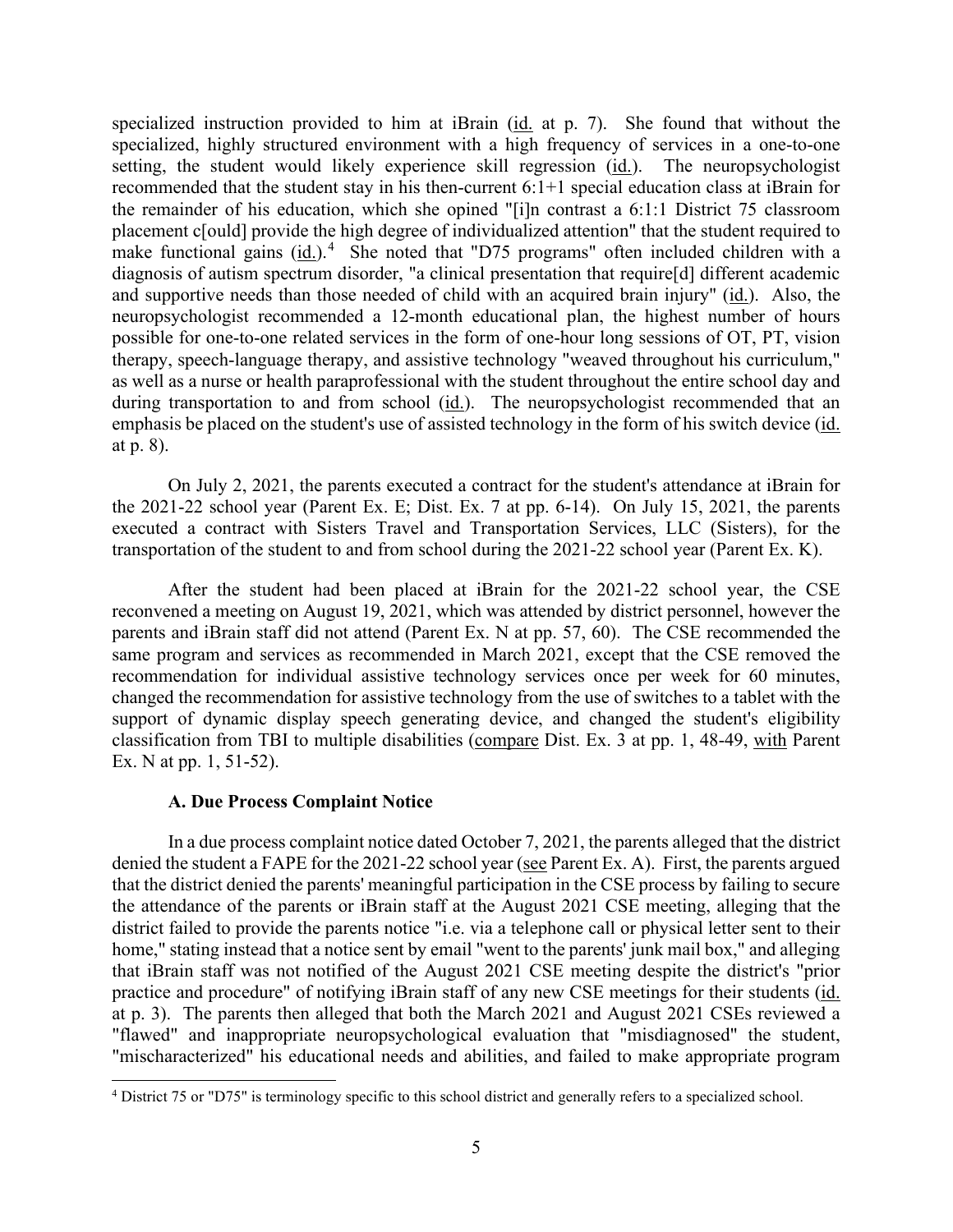specialized instruction provided to him at iBrain (id. at p. 7). She found that without the specialized, highly structured environment with a high frequency of services in a one-to-one setting, the student would likely experience skill regression (id.). The neuropsychologist recommended that the student stay in his then-current 6:1+1 special education class at iBrain for the remainder of his education, which she opined "[i]n contrast a 6:1:1 District 75 classroom placement c[ould] provide the high degree of individualized attention" that the student required to make functional gains (id.).[4] She noted that "D75 programs" often included children with a diagnosis of autism spectrum disorder, "a clinical presentation that require[d] different academic and supportive needs than those needed of child with an acquired brain injury" (id.). Also, the neuropsychologist recommended a 12-month educational plan, the highest number of hours possible for one-to-one related services in the form of one-hour long sessions of OT, PT, vision therapy, speech-language therapy, and assistive technology "weaved throughout his curriculum," as well as a nurse or health paraprofessional with the student throughout the entire school day and during transportation to and from school (id.). The neuropsychologist recommended that an emphasis be placed on the student's use of assisted technology in the form of his switch device (id. at p. 8).

On July 2, 2021, the parents executed a contract for the student's attendance at iBrain for the 2021-22 school year (Parent Ex. E; Dist. Ex. 7 at pp. 6-14). On July 15, 2021, the parents executed a contract with Sisters Travel and Transportation Services, LLC (Sisters), for the transportation of the student to and from school during the 2021-22 school year (Parent Ex. K).

After the student had been placed at iBrain for the 2021-22 school year, the CSE reconvened a meeting on August 19, 2021, which was attended by district personnel, however the parents and iBrain staff did not attend (Parent Ex. N at pp. 57, 60). The CSE recommended the same program and services as recommended in March 2021, except that the CSE removed the recommendation for individual assistive technology services once per week for 60 minutes, changed the recommendation for assistive technology from the use of switches to a tablet with the support of dynamic display speech generating device, and changed the student's eligibility classification from TBI to multiple disabilities (compare Dist. Ex. 3 at pp. 1, 48-49, with Parent Ex. N at pp. 1, 51-52).

### A. Due Process Complaint Notice

In a due process complaint notice dated October 7, 2021, the parents alleged that the district denied the student a FAPE for the 2021-22 school year (see Parent Ex. A). First, the parents argued that the district denied the parents' meaningful participation in the CSE process by failing to secure the attendance of the parents or iBrain staff at the August 2021 CSE meeting, alleging that the district failed to provide the parents notice "i.e. via a telephone call or physical letter sent to their home," stating instead that a notice sent by email "went to the parents' junk mail box," and alleging that iBrain staff was not notified of the August 2021 CSE meeting despite the district's "prior practice and procedure" of notifying iBrain staff of any new CSE meetings for their students (id. at p. 3). The parents then alleged that both the March 2021 and August 2021 CSEs reviewed a "flawed" and inappropriate neuropsychological evaluation that "misdiagnosed" the student, "mischaracterized" his educational needs and abilities, and failed to make appropriate program

[4] District 75 or "D75" is terminology specific to this school district and generally refers to a specialized school.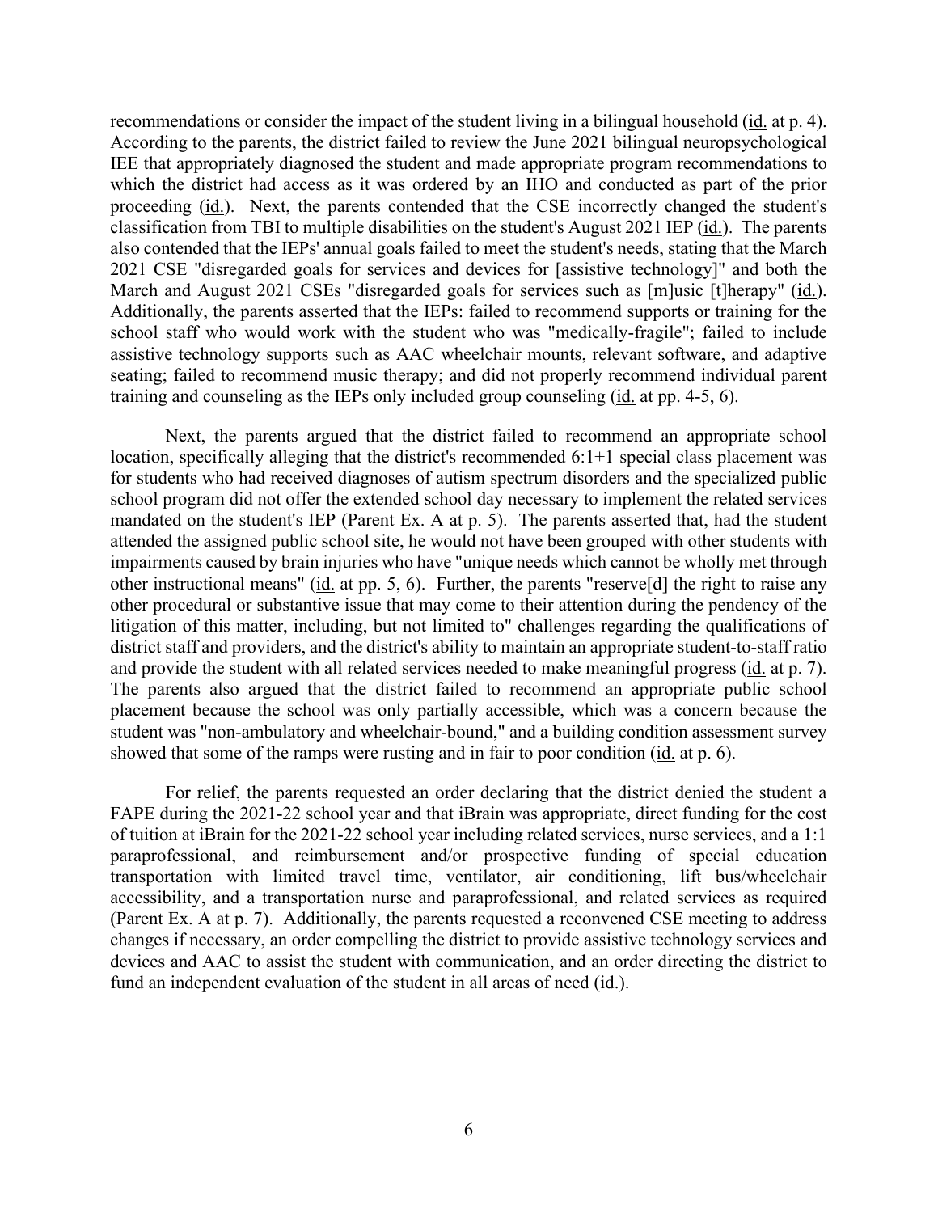recommendations or consider the impact of the student living in a bilingual household (id. at p. 4). According to the parents, the district failed to review the June 2021 bilingual neuropsychological IEE that appropriately diagnosed the student and made appropriate program recommendations to which the district had access as it was ordered by an IHO and conducted as part of the prior proceeding (id.). Next, the parents contended that the CSE incorrectly changed the student's classification from TBI to multiple disabilities on the student's August 2021 IEP (id.). The parents also contended that the IEPs' annual goals failed to meet the student's needs, stating that the March 2021 CSE "disregarded goals for services and devices for [assistive technology]" and both the March and August 2021 CSEs "disregarded goals for services such as [m]usic [t]herapy" (id.). Additionally, the parents asserted that the IEPs: failed to recommend supports or training for the school staff who would work with the student who was "medically-fragile"; failed to include assistive technology supports such as AAC wheelchair mounts, relevant software, and adaptive seating; failed to recommend music therapy; and did not properly recommend individual parent training and counseling as the IEPs only included group counseling (id. at pp. 4-5, 6).

Next, the parents argued that the district failed to recommend an appropriate school location, specifically alleging that the district's recommended 6:1+1 special class placement was for students who had received diagnoses of autism spectrum disorders and the specialized public school program did not offer the extended school day necessary to implement the related services mandated on the student's IEP (Parent Ex. A at p. 5). The parents asserted that, had the student attended the assigned public school site, he would not have been grouped with other students with impairments caused by brain injuries who have "unique needs which cannot be wholly met through other instructional means" (id. at pp. 5, 6). Further, the parents "reserve[d] the right to raise any other procedural or substantive issue that may come to their attention during the pendency of the litigation of this matter, including, but not limited to" challenges regarding the qualifications of district staff and providers, and the district's ability to maintain an appropriate student-to-staff ratio and provide the student with all related services needed to make meaningful progress (id. at p. 7). The parents also argued that the district failed to recommend an appropriate public school placement because the school was only partially accessible, which was a concern because the student was "non-ambulatory and wheelchair-bound," and a building condition assessment survey showed that some of the ramps were rusting and in fair to poor condition (id. at p. 6).

For relief, the parents requested an order declaring that the district denied the student a FAPE during the 2021-22 school year and that iBrain was appropriate, direct funding for the cost of tuition at iBrain for the 2021-22 school year including related services, nurse services, and a 1:1 paraprofessional, and reimbursement and/or prospective funding of special education transportation with limited travel time, ventilator, air conditioning, lift bus/wheelchair accessibility, and a transportation nurse and paraprofessional, and related services as required (Parent Ex. A at p. 7). Additionally, the parents requested a reconvened CSE meeting to address changes if necessary, an order compelling the district to provide assistive technology services and devices and AAC to assist the student with communication, and an order directing the district to fund an independent evaluation of the student in all areas of need (id.).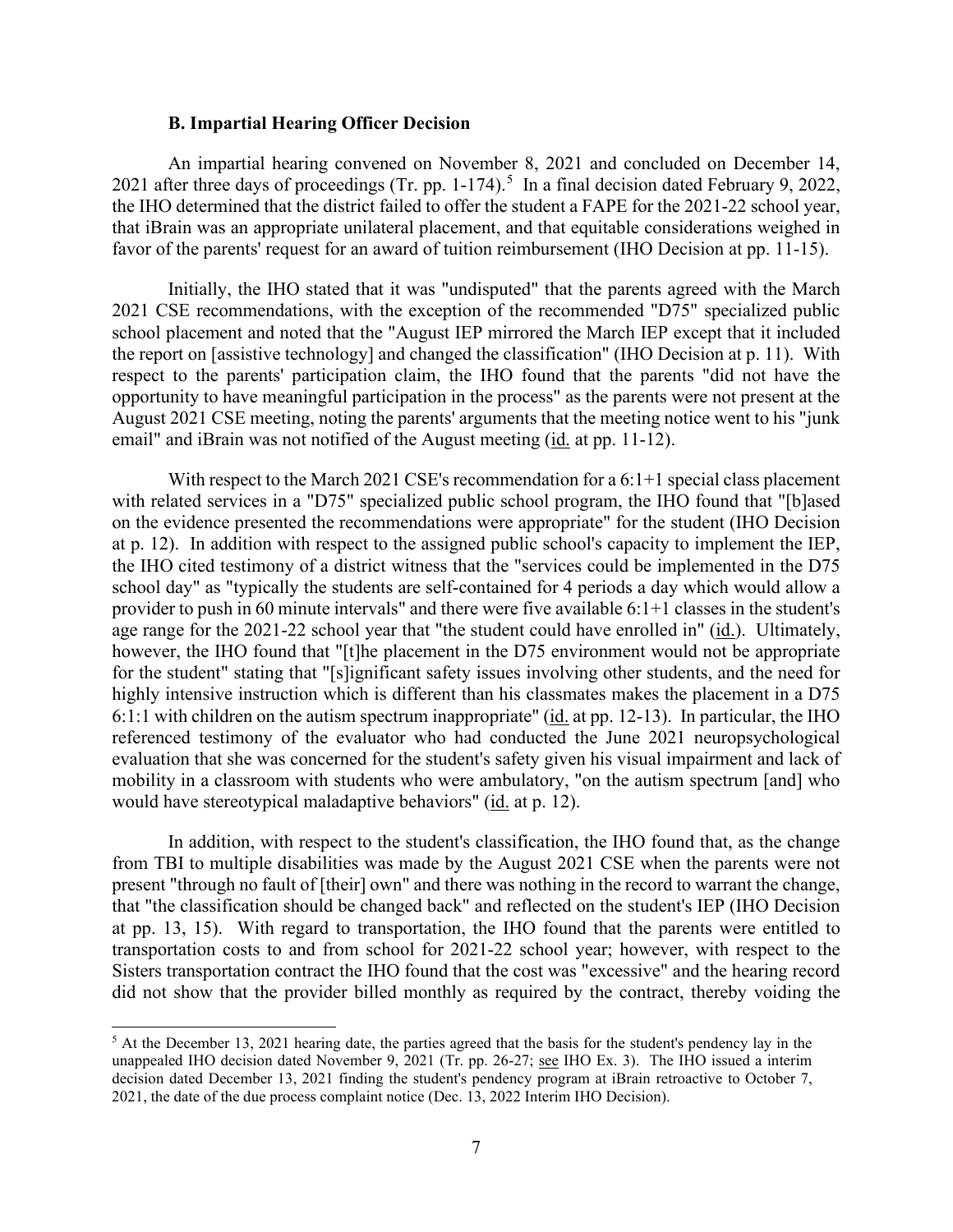### B. Impartial Hearing Officer Decision

An impartial hearing convened on November 8, 2021 and concluded on December 14, 2021 after three days of proceedings (Tr. pp. 1-174).[5] In a final decision dated February 9, 2022, the IHO determined that the district failed to offer the student a FAPE for the 2021-22 school year, that iBrain was an appropriate unilateral placement, and that equitable considerations weighed in favor of the parents' request for an award of tuition reimbursement (IHO Decision at pp. 11-15).

Initially, the IHO stated that it was "undisputed" that the parents agreed with the March 2021 CSE recommendations, with the exception of the recommended "D75" specialized public school placement and noted that the "August IEP mirrored the March IEP except that it included the report on [assistive technology] and changed the classification" (IHO Decision at p. 11). With respect to the parents' participation claim, the IHO found that the parents "did not have the opportunity to have meaningful participation in the process" as the parents were not present at the August 2021 CSE meeting, noting the parents' arguments that the meeting notice went to his "junk email" and iBrain was not notified of the August meeting (id. at pp. 11-12).

With respect to the March 2021 CSE's recommendation for a 6:1+1 special class placement with related services in a "D75" specialized public school program, the IHO found that "[b]ased on the evidence presented the recommendations were appropriate" for the student (IHO Decision at p. 12). In addition with respect to the assigned public school's capacity to implement the IEP, the IHO cited testimony of a district witness that the "services could be implemented in the D75 school day" as "typically the students are self-contained for 4 periods a day which would allow a provider to push in 60 minute intervals" and there were five available 6:1+1 classes in the student's age range for the 2021-22 school year that "the student could have enrolled in" (id.). Ultimately, however, the IHO found that "[t]he placement in the D75 environment would not be appropriate for the student" stating that "[s]ignificant safety issues involving other students, and the need for highly intensive instruction which is different than his classmates makes the placement in a D75 6:1:1 with children on the autism spectrum inappropriate" (id. at pp. 12-13). In particular, the IHO referenced testimony of the evaluator who had conducted the June 2021 neuropsychological evaluation that she was concerned for the student's safety given his visual impairment and lack of mobility in a classroom with students who were ambulatory, "on the autism spectrum [and] who would have stereotypical maladaptive behaviors" (id. at p. 12).

In addition, with respect to the student's classification, the IHO found that, as the change from TBI to multiple disabilities was made by the August 2021 CSE when the parents were not present "through no fault of [their] own" and there was nothing in the record to warrant the change, that "the classification should be changed back" and reflected on the student's IEP (IHO Decision at pp. 13, 15). With regard to transportation, the IHO found that the parents were entitled to transportation costs to and from school for 2021-22 school year; however, with respect to the Sisters transportation contract the IHO found that the cost was "excessive" and the hearing record did not show that the provider billed monthly as required by the contract, thereby voiding the

[5] At the December 13, 2021 hearing date, the parties agreed that the basis for the student's pendency lay in the unappealed IHO decision dated November 9, 2021 (Tr. pp. 26-27; see IHO Ex. 3). The IHO issued a interim decision dated December 13, 2021 finding the student's pendency program at iBrain retroactive to October 7, 2021, the date of the due process complaint notice (Dec. 13, 2022 Interim IHO Decision).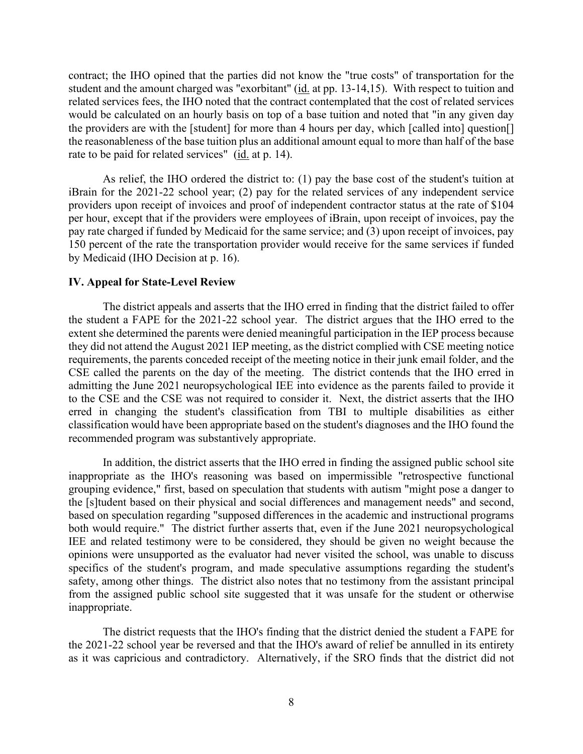contract; the IHO opined that the parties did not know the "true costs" of transportation for the student and the amount charged was "exorbitant" (id. at pp. 13-14,15). With respect to tuition and related services fees, the IHO noted that the contract contemplated that the cost of related services would be calculated on an hourly basis on top of a base tuition and noted that "in any given day the providers are with the [student] for more than 4 hours per day, which [called into] question[] the reasonableness of the base tuition plus an additional amount equal to more than half of the base rate to be paid for related services" (id. at p. 14).

As relief, the IHO ordered the district to: (1) pay the base cost of the student's tuition at iBrain for the 2021-22 school year; (2) pay for the related services of any independent service providers upon receipt of invoices and proof of independent contractor status at the rate of $104 per hour, except that if the providers were employees of iBrain, upon receipt of invoices, pay the pay rate charged if funded by Medicaid for the same service; and (3) upon receipt of invoices, pay 150 percent of the rate the transportation provider would receive for the same services if funded by Medicaid (IHO Decision at p. 16).

## IV. Appeal for State-Level Review

The district appeals and asserts that the IHO erred in finding that the district failed to offer the student a FAPE for the 2021-22 school year. The district argues that the IHO erred to the extent she determined the parents were denied meaningful participation in the IEP process because they did not attend the August 2021 IEP meeting, as the district complied with CSE meeting notice requirements, the parents conceded receipt of the meeting notice in their junk email folder, and the CSE called the parents on the day of the meeting. The district contends that the IHO erred in admitting the June 2021 neuropsychological IEE into evidence as the parents failed to provide it to the CSE and the CSE was not required to consider it. Next, the district asserts that the IHO erred in changing the student's classification from TBI to multiple disabilities as either classification would have been appropriate based on the student's diagnoses and the IHO found the recommended program was substantively appropriate.

In addition, the district asserts that the IHO erred in finding the assigned public school site inappropriate as the IHO's reasoning was based on impermissible "retrospective functional grouping evidence," first, based on speculation that students with autism "might pose a danger to the [s]tudent based on their physical and social differences and management needs" and second, based on speculation regarding "supposed differences in the academic and instructional programs both would require." The district further asserts that, even if the June 2021 neuropsychological IEE and related testimony were to be considered, they should be given no weight because the opinions were unsupported as the evaluator had never visited the school, was unable to discuss specifics of the student's program, and made speculative assumptions regarding the student's safety, among other things. The district also notes that no testimony from the assistant principal from the assigned public school site suggested that it was unsafe for the student or otherwise inappropriate.

The district requests that the IHO's finding that the district denied the student a FAPE for the 2021-22 school year be reversed and that the IHO's award of relief be annulled in its entirety as it was capricious and contradictory. Alternatively, if the SRO finds that the district did not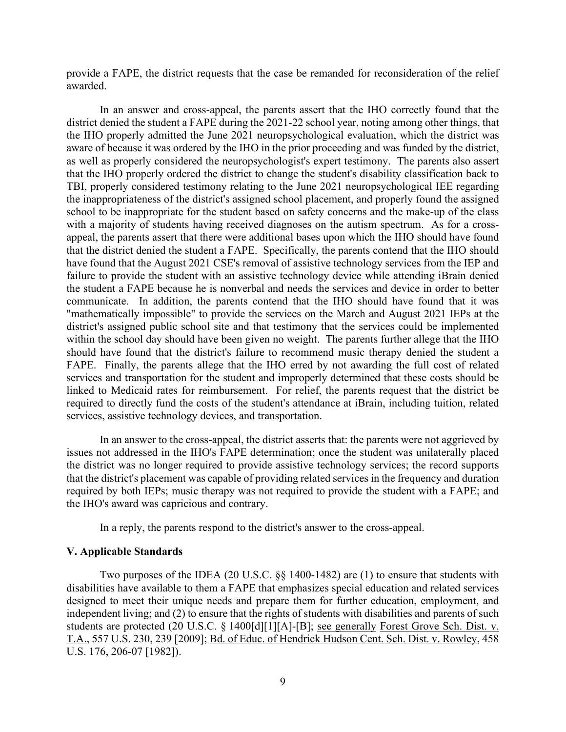provide a FAPE, the district requests that the case be remanded for reconsideration of the relief awarded.

In an answer and cross-appeal, the parents assert that the IHO correctly found that the district denied the student a FAPE during the 2021-22 school year, noting among other things, that the IHO properly admitted the June 2021 neuropsychological evaluation, which the district was aware of because it was ordered by the IHO in the prior proceeding and was funded by the district, as well as properly considered the neuropsychologist's expert testimony. The parents also assert that the IHO properly ordered the district to change the student's disability classification back to TBI, properly considered testimony relating to the June 2021 neuropsychological IEE regarding the inappropriateness of the district's assigned school placement, and properly found the assigned school to be inappropriate for the student based on safety concerns and the make-up of the class with a majority of students having received diagnoses on the autism spectrum. As for a cross-appeal, the parents assert that there were additional bases upon which the IHO should have found that the district denied the student a FAPE. Specifically, the parents contend that the IHO should have found that the August 2021 CSE's removal of assistive technology services from the IEP and failure to provide the student with an assistive technology device while attending iBrain denied the student a FAPE because he is nonverbal and needs the services and device in order to better communicate. In addition, the parents contend that the IHO should have found that it was "mathematically impossible" to provide the services on the March and August 2021 IEPs at the district's assigned public school site and that testimony that the services could be implemented within the school day should have been given no weight. The parents further allege that the IHO should have found that the district's failure to recommend music therapy denied the student a FAPE. Finally, the parents allege that the IHO erred by not awarding the full cost of related services and transportation for the student and improperly determined that these costs should be linked to Medicaid rates for reimbursement. For relief, the parents request that the district be required to directly fund the costs of the student's attendance at iBrain, including tuition, related services, assistive technology devices, and transportation.

In an answer to the cross-appeal, the district asserts that: the parents were not aggrieved by issues not addressed in the IHO's FAPE determination; once the student was unilaterally placed the district was no longer required to provide assistive technology services; the record supports that the district's placement was capable of providing related services in the frequency and duration required by both IEPs; music therapy was not required to provide the student with a FAPE; and the IHO's award was capricious and contrary.

In a reply, the parents respond to the district's answer to the cross-appeal.

## V. Applicable Standards

Two purposes of the IDEA (20 U.S.C. §§ 1400-1482) are (1) to ensure that students with disabilities have available to them a FAPE that emphasizes special education and related services designed to meet their unique needs and prepare them for further education, employment, and independent living; and (2) to ensure that the rights of students with disabilities and parents of such students are protected (20 U.S.C. § 1400[d][1][A]-[B]; see generally Forest Grove Sch. Dist. v. T.A., 557 U.S. 230, 239 [2009]; Bd. of Educ. of Hendrick Hudson Cent. Sch. Dist. v. Rowley, 458 U.S. 176, 206-07 [1982]).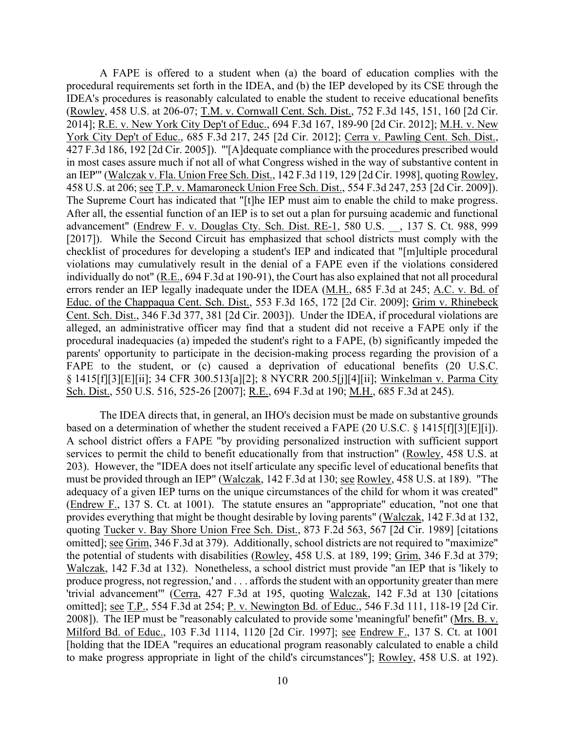A FAPE is offered to a student when (a) the board of education complies with the procedural requirements set forth in the IDEA, and (b) the IEP developed by its CSE through the IDEA's procedures is reasonably calculated to enable the student to receive educational benefits (Rowley, 458 U.S. at 206-07; T.M. v. Cornwall Cent. Sch. Dist., 752 F.3d 145, 151, 160 [2d Cir. 2014]; R.E. v. New York City Dep't of Educ., 694 F.3d 167, 189-90 [2d Cir. 2012]; M.H. v. New York City Dep't of Educ., 685 F.3d 217, 245 [2d Cir. 2012]; Cerra v. Pawling Cent. Sch. Dist., 427 F.3d 186, 192 [2d Cir. 2005]). "'[A]dequate compliance with the procedures prescribed would in most cases assure much if not all of what Congress wished in the way of substantive content in an IEP'" (Walczak v. Fla. Union Free Sch. Dist., 142 F.3d 119, 129 [2d Cir. 1998], quoting Rowley, 458 U.S. at 206; see T.P. v. Mamaroneck Union Free Sch. Dist., 554 F.3d 247, 253 [2d Cir. 2009]). The Supreme Court has indicated that "[t]he IEP must aim to enable the child to make progress. After all, the essential function of an IEP is to set out a plan for pursuing academic and functional advancement" (Endrew F. v. Douglas Cty. Sch. Dist. RE-1, 580 U.S. __, 137 S. Ct. 988, 999 [2017]). While the Second Circuit has emphasized that school districts must comply with the checklist of procedures for developing a student's IEP and indicated that "[m]ultiple procedural violations may cumulatively result in the denial of a FAPE even if the violations considered individually do not" (R.E., 694 F.3d at 190-91), the Court has also explained that not all procedural errors render an IEP legally inadequate under the IDEA (M.H., 685 F.3d at 245; A.C. v. Bd. of Educ. of the Chappaqua Cent. Sch. Dist., 553 F.3d 165, 172 [2d Cir. 2009]; Grim v. Rhinebeck Cent. Sch. Dist., 346 F.3d 377, 381 [2d Cir. 2003]). Under the IDEA, if procedural violations are alleged, an administrative officer may find that a student did not receive a FAPE only if the procedural inadequacies (a) impeded the student's right to a FAPE, (b) significantly impeded the parents' opportunity to participate in the decision-making process regarding the provision of a FAPE to the student, or (c) caused a deprivation of educational benefits (20 U.S.C. § 1415[f][3][E][ii]; 34 CFR 300.513[a][2]; 8 NYCRR 200.5[j][4][ii]; Winkelman v. Parma City Sch. Dist., 550 U.S. 516, 525-26 [2007]; R.E., 694 F.3d at 190; M.H., 685 F.3d at 245).

The IDEA directs that, in general, an IHO's decision must be made on substantive grounds based on a determination of whether the student received a FAPE (20 U.S.C. § 1415[f][3][E][i]). A school district offers a FAPE "by providing personalized instruction with sufficient support services to permit the child to benefit educationally from that instruction" (Rowley, 458 U.S. at 203). However, the "IDEA does not itself articulate any specific level of educational benefits that must be provided through an IEP" (Walczak, 142 F.3d at 130; see Rowley, 458 U.S. at 189). "The adequacy of a given IEP turns on the unique circumstances of the child for whom it was created" (Endrew F., 137 S. Ct. at 1001). The statute ensures an "appropriate" education, "not one that provides everything that might be thought desirable by loving parents" (Walczak, 142 F.3d at 132, quoting Tucker v. Bay Shore Union Free Sch. Dist., 873 F.2d 563, 567 [2d Cir. 1989] [citations omitted]; see Grim, 346 F.3d at 379). Additionally, school districts are not required to "maximize" the potential of students with disabilities (Rowley, 458 U.S. at 189, 199; Grim, 346 F.3d at 379; Walczak, 142 F.3d at 132). Nonetheless, a school district must provide "an IEP that is 'likely to produce progress, not regression,' and . . . affords the student with an opportunity greater than mere 'trivial advancement'" (Cerra, 427 F.3d at 195, quoting Walczak, 142 F.3d at 130 [citations omitted]; see T.P., 554 F.3d at 254; P. v. Newington Bd. of Educ., 546 F.3d 111, 118-19 [2d Cir. 2008]). The IEP must be "reasonably calculated to provide some 'meaningful' benefit" (Mrs. B. v. Milford Bd. of Educ., 103 F.3d 1114, 1120 [2d Cir. 1997]; see Endrew F., 137 S. Ct. at 1001 [holding that the IDEA "requires an educational program reasonably calculated to enable a child to make progress appropriate in light of the child's circumstances"]; Rowley, 458 U.S. at 192).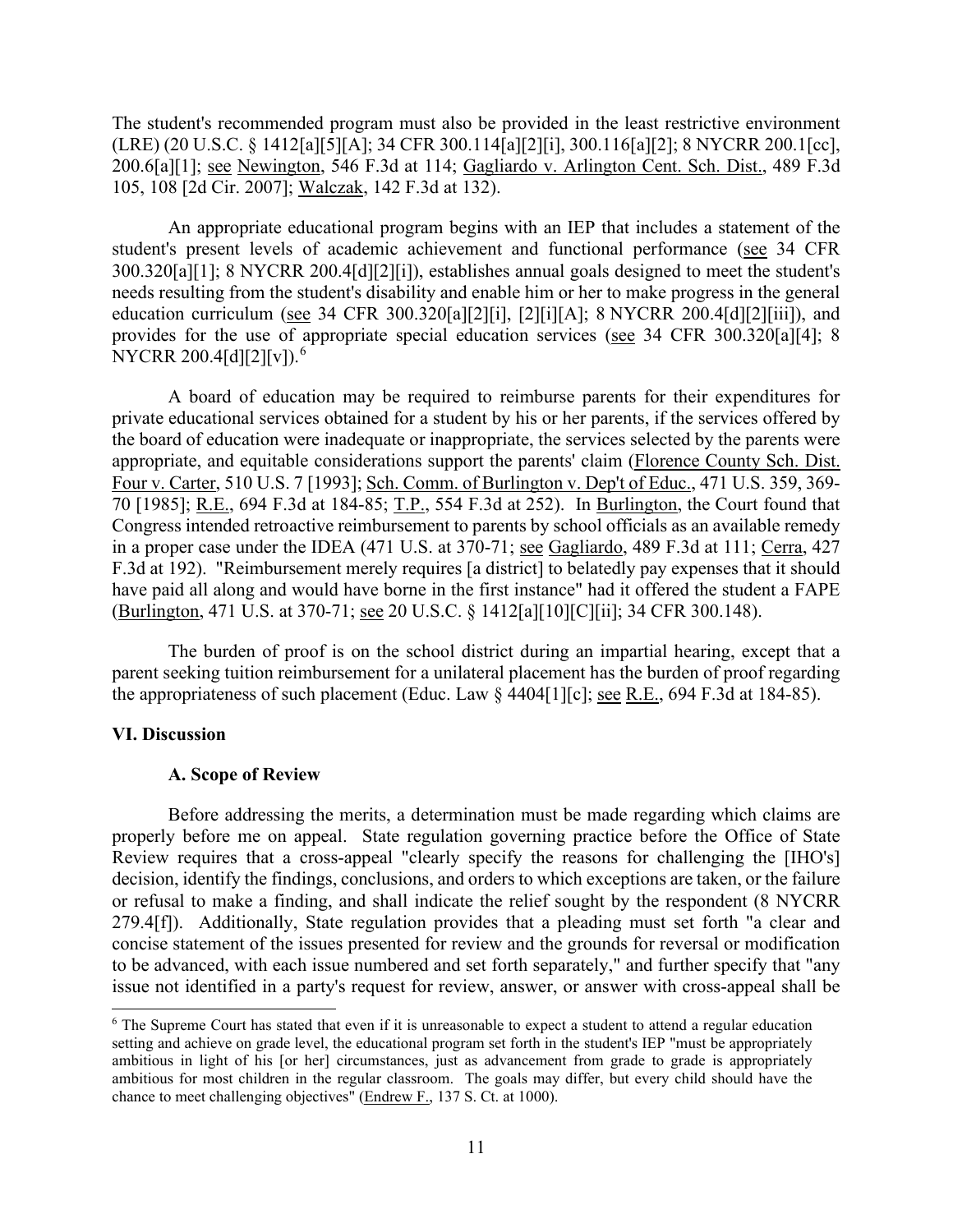The student's recommended program must also be provided in the least restrictive environment (LRE) (20 U.S.C. § 1412[a][5][A]; 34 CFR 300.114[a][2][i], 300.116[a][2]; 8 NYCRR 200.1[cc], 200.6[a][1]; see Newington, 546 F.3d at 114; Gagliardo v. Arlington Cent. Sch. Dist., 489 F.3d 105, 108 [2d Cir. 2007]; Walczak, 142 F.3d at 132).

An appropriate educational program begins with an IEP that includes a statement of the student's present levels of academic achievement and functional performance (see 34 CFR 300.320[a][1]; 8 NYCRR 200.4[d][2][i]), establishes annual goals designed to meet the student's needs resulting from the student's disability and enable him or her to make progress in the general education curriculum (see 34 CFR 300.320[a][2][i], [2][i][A]; 8 NYCRR 200.4[d][2][iii]), and provides for the use of appropriate special education services (see 34 CFR 300.320[a][4]; 8 NYCRR 200.4[d][2][v]).[6]

A board of education may be required to reimburse parents for their expenditures for private educational services obtained for a student by his or her parents, if the services offered by the board of education were inadequate or inappropriate, the services selected by the parents were appropriate, and equitable considerations support the parents' claim (Florence County Sch. Dist. Four v. Carter, 510 U.S. 7 [1993]; Sch. Comm. of Burlington v. Dep't of Educ., 471 U.S. 359, 369-70 [1985]; R.E., 694 F.3d at 184-85; T.P., 554 F.3d at 252). In Burlington, the Court found that Congress intended retroactive reimbursement to parents by school officials as an available remedy in a proper case under the IDEA (471 U.S. at 370-71; see Gagliardo, 489 F.3d at 111; Cerra, 427 F.3d at 192). "Reimbursement merely requires [a district] to belatedly pay expenses that it should have paid all along and would have borne in the first instance" had it offered the student a FAPE (Burlington, 471 U.S. at 370-71; see 20 U.S.C. § 1412[a][10][C][ii]; 34 CFR 300.148).

The burden of proof is on the school district during an impartial hearing, except that a parent seeking tuition reimbursement for a unilateral placement has the burden of proof regarding the appropriateness of such placement (Educ. Law § 4404[1][c]; see R.E., 694 F.3d at 184-85).

## VI. Discussion

### A. Scope of Review

Before addressing the merits, a determination must be made regarding which claims are properly before me on appeal. State regulation governing practice before the Office of State Review requires that a cross-appeal "clearly specify the reasons for challenging the [IHO's] decision, identify the findings, conclusions, and orders to which exceptions are taken, or the failure or refusal to make a finding, and shall indicate the relief sought by the respondent (8 NYCRR 279.4[f]). Additionally, State regulation provides that a pleading must set forth "a clear and concise statement of the issues presented for review and the grounds for reversal or modification to be advanced, with each issue numbered and set forth separately," and further specify that "any issue not identified in a party's request for review, answer, or answer with cross-appeal shall be

---

[6] The Supreme Court has stated that even if it is unreasonable to expect a student to attend a regular education setting and achieve on grade level, the educational program set forth in the student's IEP "must be appropriately ambitious in light of his [or her] circumstances, just as advancement from grade to grade is appropriately ambitious for most children in the regular classroom. The goals may differ, but every child should have the chance to meet challenging objectives" (Endrew F., 137 S. Ct. at 1000).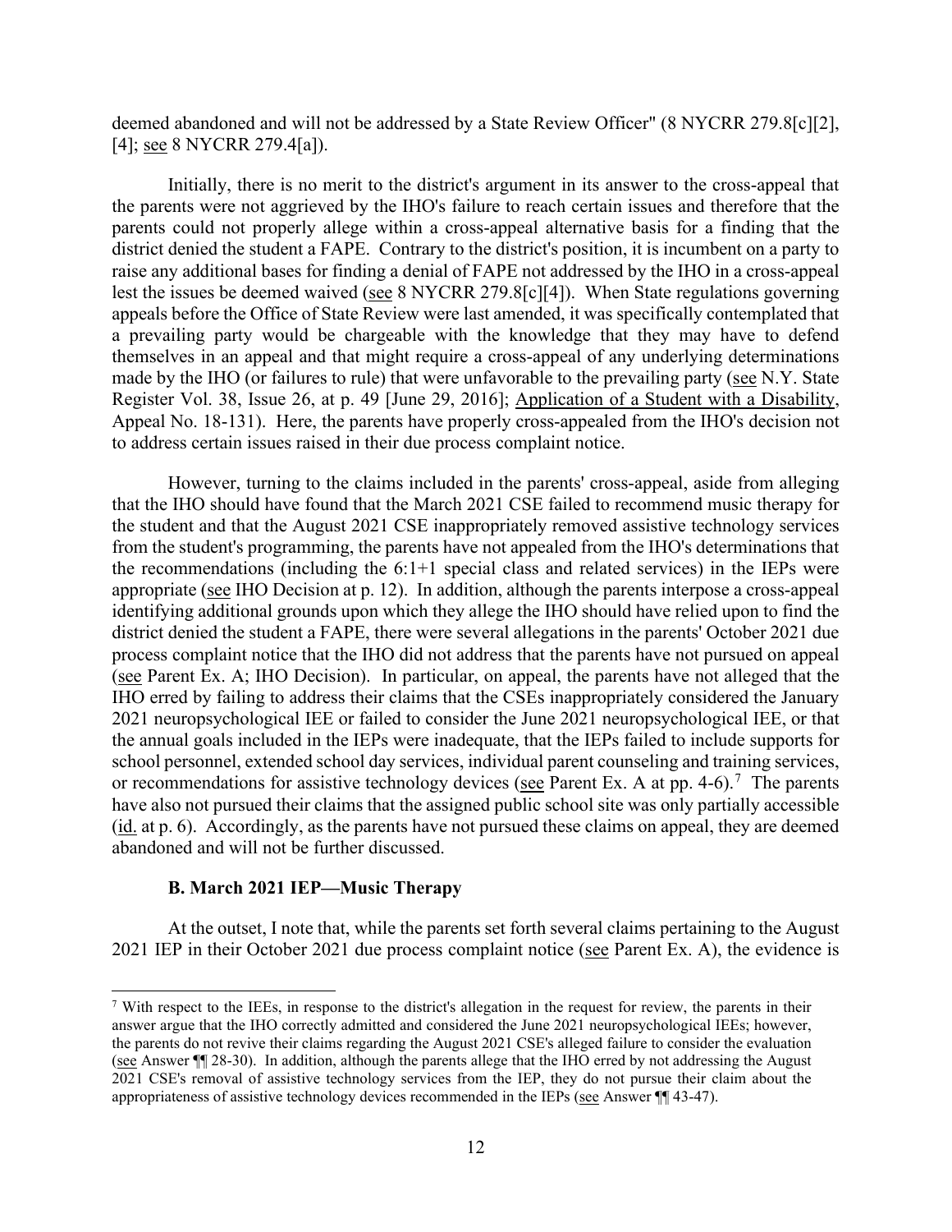deemed abandoned and will not be addressed by a State Review Officer" (8 NYCRR 279.8[c][2], [4]; see 8 NYCRR 279.4[a]).

Initially, there is no merit to the district's argument in its answer to the cross-appeal that the parents were not aggrieved by the IHO's failure to reach certain issues and therefore that the parents could not properly allege within a cross-appeal alternative basis for a finding that the district denied the student a FAPE. Contrary to the district's position, it is incumbent on a party to raise any additional bases for finding a denial of FAPE not addressed by the IHO in a cross-appeal lest the issues be deemed waived (see 8 NYCRR 279.8[c][4]). When State regulations governing appeals before the Office of State Review were last amended, it was specifically contemplated that a prevailing party would be chargeable with the knowledge that they may have to defend themselves in an appeal and that might require a cross-appeal of any underlying determinations made by the IHO (or failures to rule) that were unfavorable to the prevailing party (see N.Y. State Register Vol. 38, Issue 26, at p. 49 [June 29, 2016]; Application of a Student with a Disability, Appeal No. 18-131). Here, the parents have properly cross-appealed from the IHO's decision not to address certain issues raised in their due process complaint notice.

However, turning to the claims included in the parents' cross-appeal, aside from alleging that the IHO should have found that the March 2021 CSE failed to recommend music therapy for the student and that the August 2021 CSE inappropriately removed assistive technology services from the student's programming, the parents have not appealed from the IHO's determinations that the recommendations (including the 6:1+1 special class and related services) in the IEPs were appropriate (see IHO Decision at p. 12). In addition, although the parents interpose a cross-appeal identifying additional grounds upon which they allege the IHO should have relied upon to find the district denied the student a FAPE, there were several allegations in the parents' October 2021 due process complaint notice that the IHO did not address that the parents have not pursued on appeal (see Parent Ex. A; IHO Decision). In particular, on appeal, the parents have not alleged that the IHO erred by failing to address their claims that the CSEs inappropriately considered the January 2021 neuropsychological IEE or failed to consider the June 2021 neuropsychological IEE, or that the annual goals included in the IEPs were inadequate, that the IEPs failed to include supports for school personnel, extended school day services, individual parent counseling and training services, or recommendations for assistive technology devices (see Parent Ex. A at pp. 4-6).[7] The parents have also not pursued their claims that the assigned public school site was only partially accessible (id. at p. 6). Accordingly, as the parents have not pursued these claims on appeal, they are deemed abandoned and will not be further discussed.

### B. March 2021 IEP—Music Therapy

At the outset, I note that, while the parents set forth several claims pertaining to the August 2021 IEP in their October 2021 due process complaint notice (see Parent Ex. A), the evidence is

---

[7] With respect to the IEEs, in response to the district's allegation in the request for review, the parents in their answer argue that the IHO correctly admitted and considered the June 2021 neuropsychological IEEs; however, the parents do not revive their claims regarding the August 2021 CSE's alleged failure to consider the evaluation (see Answer ¶¶ 28-30). In addition, although the parents allege that the IHO erred by not addressing the August 2021 CSE's removal of assistive technology services from the IEP, they do not pursue their claim about the appropriateness of assistive technology devices recommended in the IEPs (see Answer ¶¶ 43-47).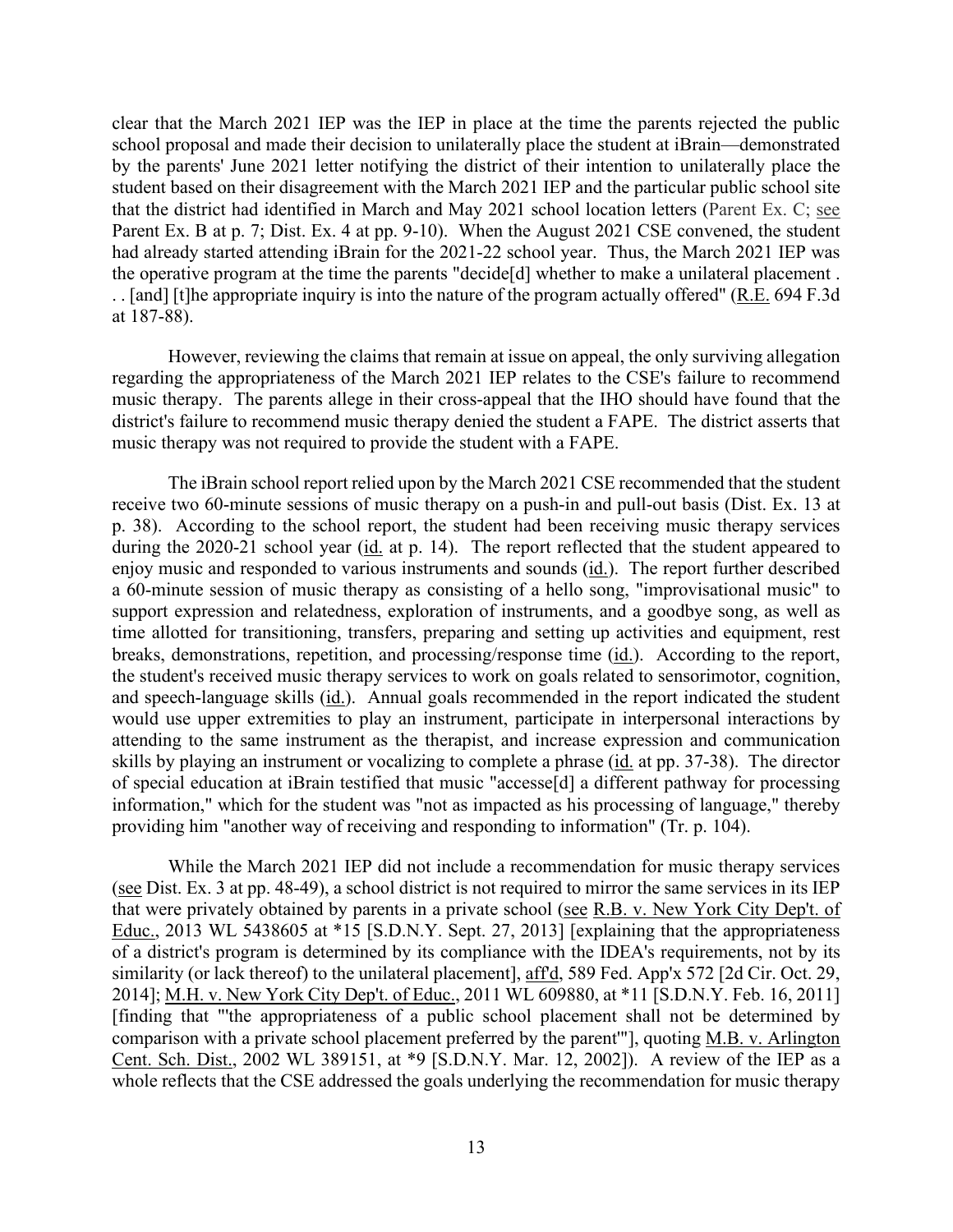clear that the March 2021 IEP was the IEP in place at the time the parents rejected the public school proposal and made their decision to unilaterally place the student at iBrain—demonstrated by the parents' June 2021 letter notifying the district of their intention to unilaterally place the student based on their disagreement with the March 2021 IEP and the particular public school site that the district had identified in March and May 2021 school location letters (Parent Ex. C; see Parent Ex. B at p. 7; Dist. Ex. 4 at pp. 9-10). When the August 2021 CSE convened, the student had already started attending iBrain for the 2021-22 school year. Thus, the March 2021 IEP was the operative program at the time the parents "decide[d] whether to make a unilateral placement . . . [and] [t]he appropriate inquiry is into the nature of the program actually offered" (R.E. 694 F.3d at 187-88).

However, reviewing the claims that remain at issue on appeal, the only surviving allegation regarding the appropriateness of the March 2021 IEP relates to the CSE's failure to recommend music therapy. The parents allege in their cross-appeal that the IHO should have found that the district's failure to recommend music therapy denied the student a FAPE. The district asserts that music therapy was not required to provide the student with a FAPE.

The iBrain school report relied upon by the March 2021 CSE recommended that the student receive two 60-minute sessions of music therapy on a push-in and pull-out basis (Dist. Ex. 13 at p. 38). According to the school report, the student had been receiving music therapy services during the 2020-21 school year (id. at p. 14). The report reflected that the student appeared to enjoy music and responded to various instruments and sounds (id.). The report further described a 60-minute session of music therapy as consisting of a hello song, "improvisational music" to support expression and relatedness, exploration of instruments, and a goodbye song, as well as time allotted for transitioning, transfers, preparing and setting up activities and equipment, rest breaks, demonstrations, repetition, and processing/response time (id.). According to the report, the student's received music therapy services to work on goals related to sensorimotor, cognition, and speech-language skills (id.). Annual goals recommended in the report indicated the student would use upper extremities to play an instrument, participate in interpersonal interactions by attending to the same instrument as the therapist, and increase expression and communication skills by playing an instrument or vocalizing to complete a phrase (id. at pp. 37-38). The director of special education at iBrain testified that music "accesse[d] a different pathway for processing information," which for the student was "not as impacted as his processing of language," thereby providing him "another way of receiving and responding to information" (Tr. p. 104).

While the March 2021 IEP did not include a recommendation for music therapy services (see Dist. Ex. 3 at pp. 48-49), a school district is not required to mirror the same services in its IEP that were privately obtained by parents in a private school (see R.B. v. New York City Dep't. of Educ., 2013 WL 5438605 at *15 [S.D.N.Y. Sept. 27, 2013] [explaining that the appropriateness of a district's program is determined by its compliance with the IDEA's requirements, not by its similarity (or lack thereof) to the unilateral placement], aff'd, 589 Fed. App'x 572 [2d Cir. Oct. 29, 2014]; M.H. v. New York City Dep't. of Educ., 2011 WL 609880, at *11 [S.D.N.Y. Feb. 16, 2011] [finding that "'the appropriateness of a public school placement shall not be determined by comparison with a private school placement preferred by the parent'"], quoting M.B. v. Arlington Cent. Sch. Dist., 2002 WL 389151, at *9 [S.D.N.Y. Mar. 12, 2002]). A review of the IEP as a whole reflects that the CSE addressed the goals underlying the recommendation for music therapy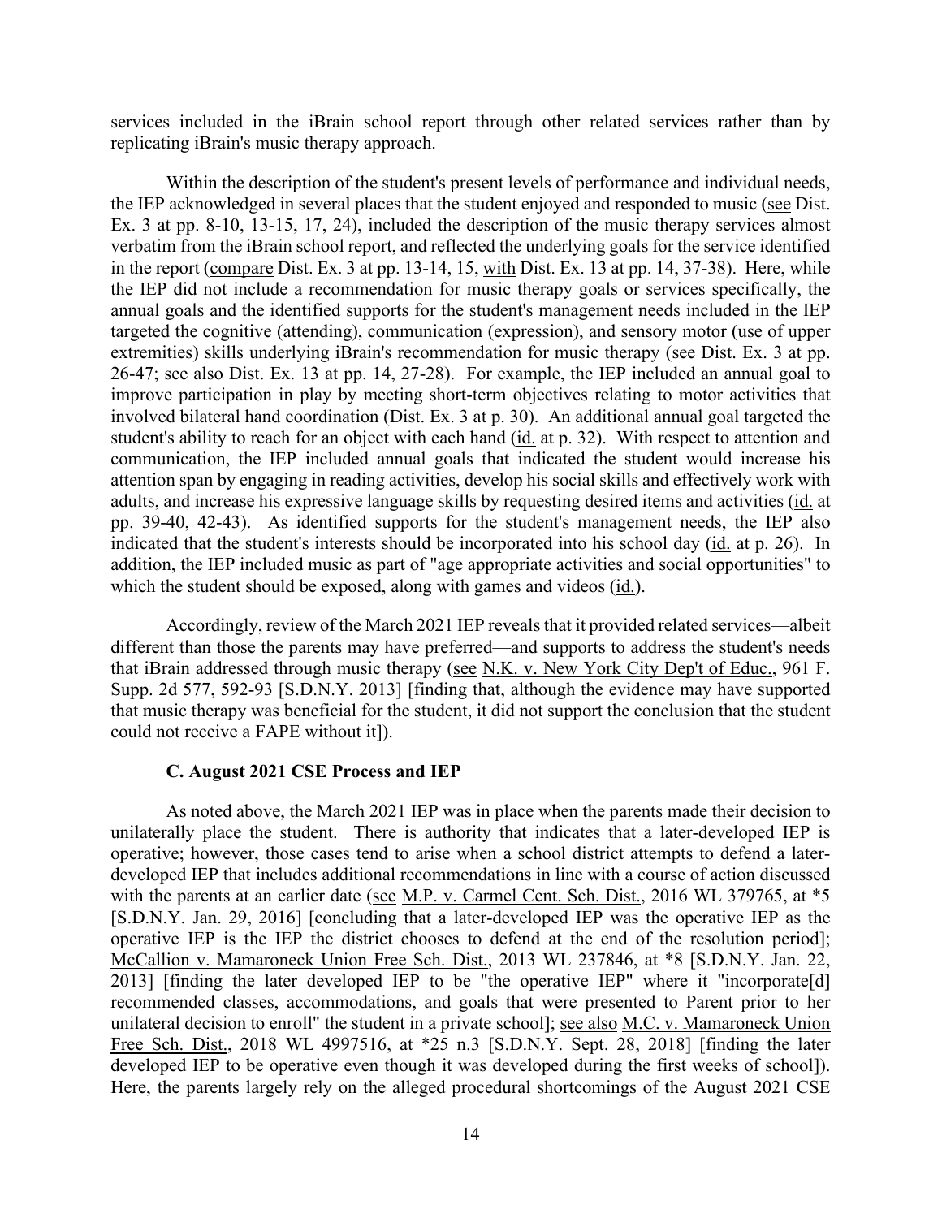services included in the iBrain school report through other related services rather than by replicating iBrain's music therapy approach.

Within the description of the student's present levels of performance and individual needs, the IEP acknowledged in several places that the student enjoyed and responded to music (see Dist. Ex. 3 at pp. 8-10, 13-15, 17, 24), included the description of the music therapy services almost verbatim from the iBrain school report, and reflected the underlying goals for the service identified in the report (compare Dist. Ex. 3 at pp. 13-14, 15, with Dist. Ex. 13 at pp. 14, 37-38). Here, while the IEP did not include a recommendation for music therapy goals or services specifically, the annual goals and the identified supports for the student's management needs included in the IEP targeted the cognitive (attending), communication (expression), and sensory motor (use of upper extremities) skills underlying iBrain's recommendation for music therapy (see Dist. Ex. 3 at pp. 26-47; see also Dist. Ex. 13 at pp. 14, 27-28). For example, the IEP included an annual goal to improve participation in play by meeting short-term objectives relating to motor activities that involved bilateral hand coordination (Dist. Ex. 3 at p. 30). An additional annual goal targeted the student's ability to reach for an object with each hand (id. at p. 32). With respect to attention and communication, the IEP included annual goals that indicated the student would increase his attention span by engaging in reading activities, develop his social skills and effectively work with adults, and increase his expressive language skills by requesting desired items and activities (id. at pp. 39-40, 42-43). As identified supports for the student's management needs, the IEP also indicated that the student's interests should be incorporated into his school day (id. at p. 26). In addition, the IEP included music as part of "age appropriate activities and social opportunities" to which the student should be exposed, along with games and videos (id.).

Accordingly, review of the March 2021 IEP reveals that it provided related services—albeit different than those the parents may have preferred—and supports to address the student's needs that iBrain addressed through music therapy (see N.K. v. New York City Dep't of Educ., 961 F. Supp. 2d 577, 592-93 [S.D.N.Y. 2013] [finding that, although the evidence may have supported that music therapy was beneficial for the student, it did not support the conclusion that the student could not receive a FAPE without it]).

### C. August 2021 CSE Process and IEP

As noted above, the March 2021 IEP was in place when the parents made their decision to unilaterally place the student. There is authority that indicates that a later-developed IEP is operative; however, those cases tend to arise when a school district attempts to defend a later-developed IEP that includes additional recommendations in line with a course of action discussed with the parents at an earlier date (see M.P. v. Carmel Cent. Sch. Dist., 2016 WL 379765, at *5 [S.D.N.Y. Jan. 29, 2016] [concluding that a later-developed IEP was the operative IEP as the operative IEP is the IEP the district chooses to defend at the end of the resolution period]; McCallion v. Mamaroneck Union Free Sch. Dist., 2013 WL 237846, at *8 [S.D.N.Y. Jan. 22, 2013] [finding the later developed IEP to be "the operative IEP" where it "incorporate[d] recommended classes, accommodations, and goals that were presented to Parent prior to her unilateral decision to enroll" the student in a private school]; see also M.C. v. Mamaroneck Union Free Sch. Dist., 2018 WL 4997516, at *25 n.3 [S.D.N.Y. Sept. 28, 2018] [finding the later developed IEP to be operative even though it was developed during the first weeks of school]). Here, the parents largely rely on the alleged procedural shortcomings of the August 2021 CSE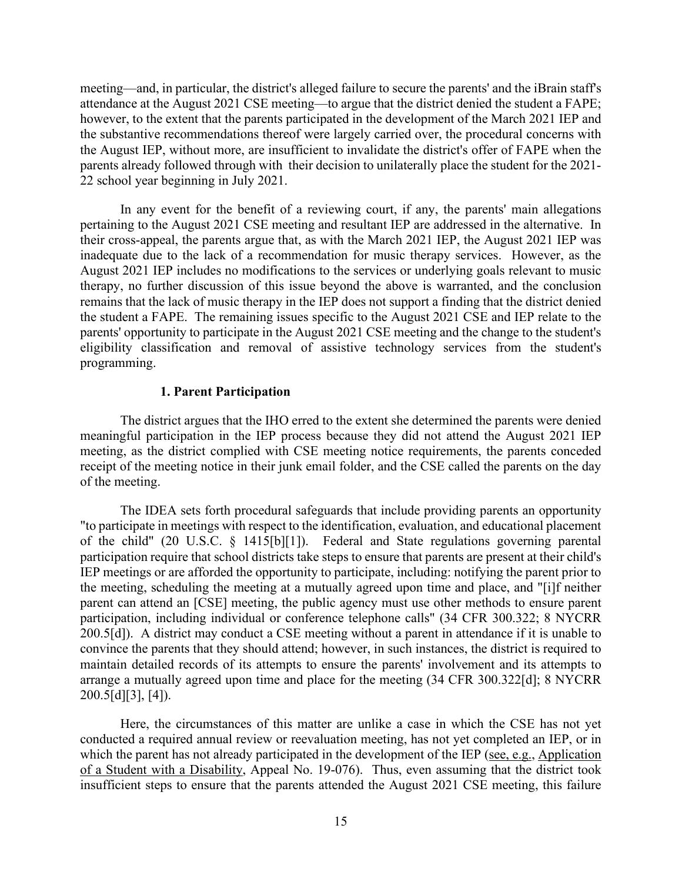meeting—and, in particular, the district's alleged failure to secure the parents' and the iBrain staff's attendance at the August 2021 CSE meeting—to argue that the district denied the student a FAPE; however, to the extent that the parents participated in the development of the March 2021 IEP and the substantive recommendations thereof were largely carried over, the procedural concerns with the August IEP, without more, are insufficient to invalidate the district's offer of FAPE when the parents already followed through with their decision to unilaterally place the student for the 2021-22 school year beginning in July 2021.

In any event for the benefit of a reviewing court, if any, the parents' main allegations pertaining to the August 2021 CSE meeting and resultant IEP are addressed in the alternative. In their cross-appeal, the parents argue that, as with the March 2021 IEP, the August 2021 IEP was inadequate due to the lack of a recommendation for music therapy services. However, as the August 2021 IEP includes no modifications to the services or underlying goals relevant to music therapy, no further discussion of this issue beyond the above is warranted, and the conclusion remains that the lack of music therapy in the IEP does not support a finding that the district denied the student a FAPE. The remaining issues specific to the August 2021 CSE and IEP relate to the parents' opportunity to participate in the August 2021 CSE meeting and the change to the student's eligibility classification and removal of assistive technology services from the student's programming.

#### 1. Parent Participation

The district argues that the IHO erred to the extent she determined the parents were denied meaningful participation in the IEP process because they did not attend the August 2021 IEP meeting, as the district complied with CSE meeting notice requirements, the parents conceded receipt of the meeting notice in their junk email folder, and the CSE called the parents on the day of the meeting.

The IDEA sets forth procedural safeguards that include providing parents an opportunity "to participate in meetings with respect to the identification, evaluation, and educational placement of the child" (20 U.S.C. § 1415[b][1]). Federal and State regulations governing parental participation require that school districts take steps to ensure that parents are present at their child's IEP meetings or are afforded the opportunity to participate, including: notifying the parent prior to the meeting, scheduling the meeting at a mutually agreed upon time and place, and "[i]f neither parent can attend an [CSE] meeting, the public agency must use other methods to ensure parent participation, including individual or conference telephone calls" (34 CFR 300.322; 8 NYCRR 200.5[d]). A district may conduct a CSE meeting without a parent in attendance if it is unable to convince the parents that they should attend; however, in such instances, the district is required to maintain detailed records of its attempts to ensure the parents' involvement and its attempts to arrange a mutually agreed upon time and place for the meeting (34 CFR 300.322[d]; 8 NYCRR 200.5[d][3], [4]).

Here, the circumstances of this matter are unlike a case in which the CSE has not yet conducted a required annual review or reevaluation meeting, has not yet completed an IEP, or in which the parent has not already participated in the development of the IEP (see, e.g., Application of a Student with a Disability, Appeal No. 19-076). Thus, even assuming that the district took insufficient steps to ensure that the parents attended the August 2021 CSE meeting, this failure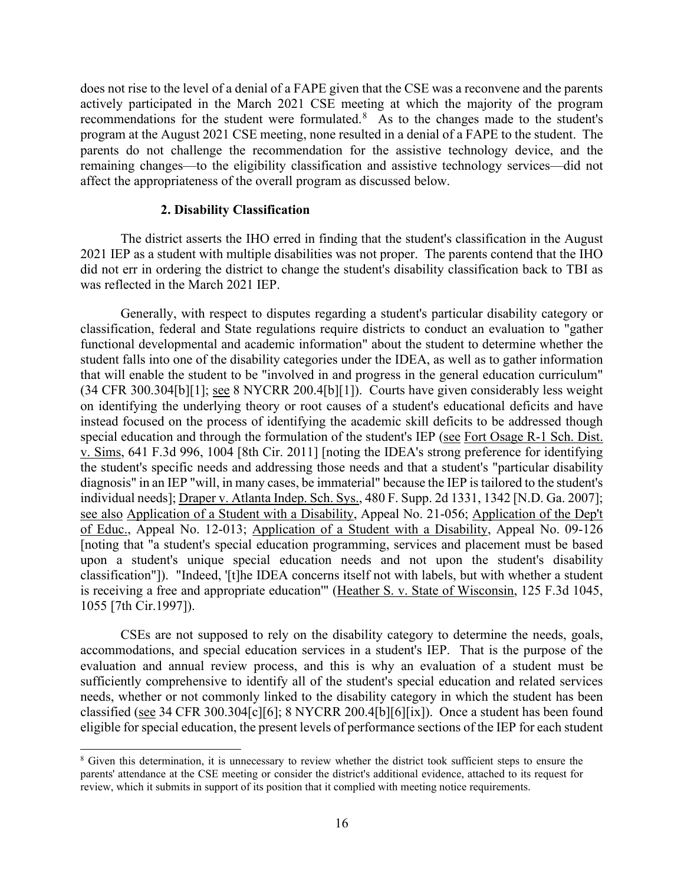does not rise to the level of a denial of a FAPE given that the CSE was a reconvene and the parents actively participated in the March 2021 CSE meeting at which the majority of the program recommendations for the student were formulated.[8] As to the changes made to the student's program at the August 2021 CSE meeting, none resulted in a denial of a FAPE to the student. The parents do not challenge the recommendation for the assistive technology device, and the remaining changes—to the eligibility classification and assistive technology services—did not affect the appropriateness of the overall program as discussed below.

### 2. Disability Classification

The district asserts the IHO erred in finding that the student's classification in the August 2021 IEP as a student with multiple disabilities was not proper. The parents contend that the IHO did not err in ordering the district to change the student's disability classification back to TBI as was reflected in the March 2021 IEP.

Generally, with respect to disputes regarding a student's particular disability category or classification, federal and State regulations require districts to conduct an evaluation to "gather functional developmental and academic information" about the student to determine whether the student falls into one of the disability categories under the IDEA, as well as to gather information that will enable the student to be "involved in and progress in the general education curriculum" (34 CFR 300.304[b][1]; see 8 NYCRR 200.4[b][1]). Courts have given considerably less weight on identifying the underlying theory or root causes of a student's educational deficits and have instead focused on the process of identifying the academic skill deficits to be addressed though special education and through the formulation of the student's IEP (see Fort Osage R-1 Sch. Dist. v. Sims, 641 F.3d 996, 1004 [8th Cir. 2011] [noting the IDEA's strong preference for identifying the student's specific needs and addressing those needs and that a student's "particular disability diagnosis" in an IEP "will, in many cases, be immaterial" because the IEP is tailored to the student's individual needs]; Draper v. Atlanta Indep. Sch. Sys., 480 F. Supp. 2d 1331, 1342 [N.D. Ga. 2007]; see also Application of a Student with a Disability, Appeal No. 21-056; Application of the Dep't of Educ., Appeal No. 12-013; Application of a Student with a Disability, Appeal No. 09-126 [noting that "a student's special education programming, services and placement must be based upon a student's unique special education needs and not upon the student's disability classification"]). "Indeed, '[t]he IDEA concerns itself not with labels, but with whether a student is receiving a free and appropriate education'" (Heather S. v. State of Wisconsin, 125 F.3d 1045, 1055 [7th Cir.1997]).

CSEs are not supposed to rely on the disability category to determine the needs, goals, accommodations, and special education services in a student's IEP. That is the purpose of the evaluation and annual review process, and this is why an evaluation of a student must be sufficiently comprehensive to identify all of the student's special education and related services needs, whether or not commonly linked to the disability category in which the student has been classified (see 34 CFR 300.304[c][6]; 8 NYCRR 200.4[b][6][ix]). Once a student has been found eligible for special education, the present levels of performance sections of the IEP for each student

[8] Given this determination, it is unnecessary to review whether the district took sufficient steps to ensure the parents' attendance at the CSE meeting or consider the district's additional evidence, attached to its request for review, which it submits in support of its position that it complied with meeting notice requirements.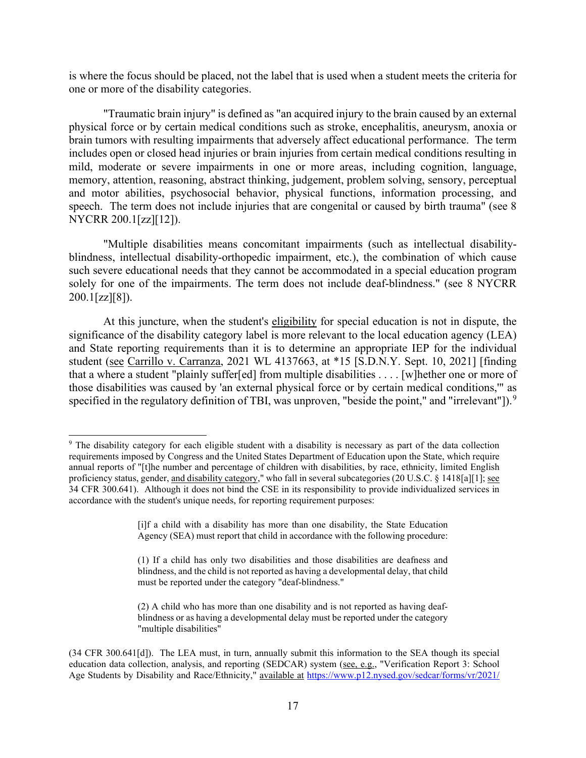is where the focus should be placed, not the label that is used when a student meets the criteria for one or more of the disability categories.

"Traumatic brain injury" is defined as "an acquired injury to the brain caused by an external physical force or by certain medical conditions such as stroke, encephalitis, aneurysm, anoxia or brain tumors with resulting impairments that adversely affect educational performance. The term includes open or closed head injuries or brain injuries from certain medical conditions resulting in mild, moderate or severe impairments in one or more areas, including cognition, language, memory, attention, reasoning, abstract thinking, judgement, problem solving, sensory, perceptual and motor abilities, psychosocial behavior, physical functions, information processing, and speech. The term does not include injuries that are congenital or caused by birth trauma" (see 8 NYCRR 200.1[zz][12]).

"Multiple disabilities means concomitant impairments (such as intellectual disability-blindness, intellectual disability-orthopedic impairment, etc.), the combination of which cause such severe educational needs that they cannot be accommodated in a special education program solely for one of the impairments. The term does not include deaf-blindness." (see 8 NYCRR 200.1[zz][8]).

At this juncture, when the student's <u>eligibility</u> for special education is not in dispute, the significance of the disability category label is more relevant to the local education agency (LEA) and State reporting requirements than it is to determine an appropriate IEP for the individual student (<u>see</u> <u>Carrillo v. Carranza</u>, 2021 WL 4137663, at *15 [S.D.N.Y. Sept. 10, 2021] [finding that a where a student "plainly suffer[ed] from multiple disabilities . . . . [w]hether one or more of those disabilities was caused by 'an external physical force or by certain medical conditions,'" as specified in the regulatory definition of TBI, was unproven, "beside the point," and "irrelevant"]).[9]

---

[9] The disability category for each eligible student with a disability is necessary as part of the data collection requirements imposed by Congress and the United States Department of Education upon the State, which require annual reports of "[t]he number and percentage of children with disabilities, by race, ethnicity, limited English proficiency status, gender, <u>and disability category</u>," who fall in several subcategories (20 U.S.C. § 1418[a][1]; <u>see</u> 34 CFR 300.641). Although it does not bind the CSE in its responsibility to provide individualized services in accordance with the student's unique needs, for reporting requirement purposes:

> [i]f a child with a disability has more than one disability, the State Education Agency (SEA) must report that child in accordance with the following procedure:
>
> (1) If a child has only two disabilities and those disabilities are deafness and blindness, and the child is not reported as having a developmental delay, that child must be reported under the category "deaf-blindness."
>
> (2) A child who has more than one disability and is not reported as having deaf-blindness or as having a developmental delay must be reported under the category "multiple disabilities"

(34 CFR 300.641[d]). The LEA must, in turn, annually submit this information to the SEA though its special education data collection, analysis, and reporting (SEDCAR) system (<u>see, e.g.</u>, "Verification Report 3: School Age Students by Disability and Race/Ethnicity," <u>available at</u> https://www.p12.nysed.gov/sedcar/forms/vr/2021/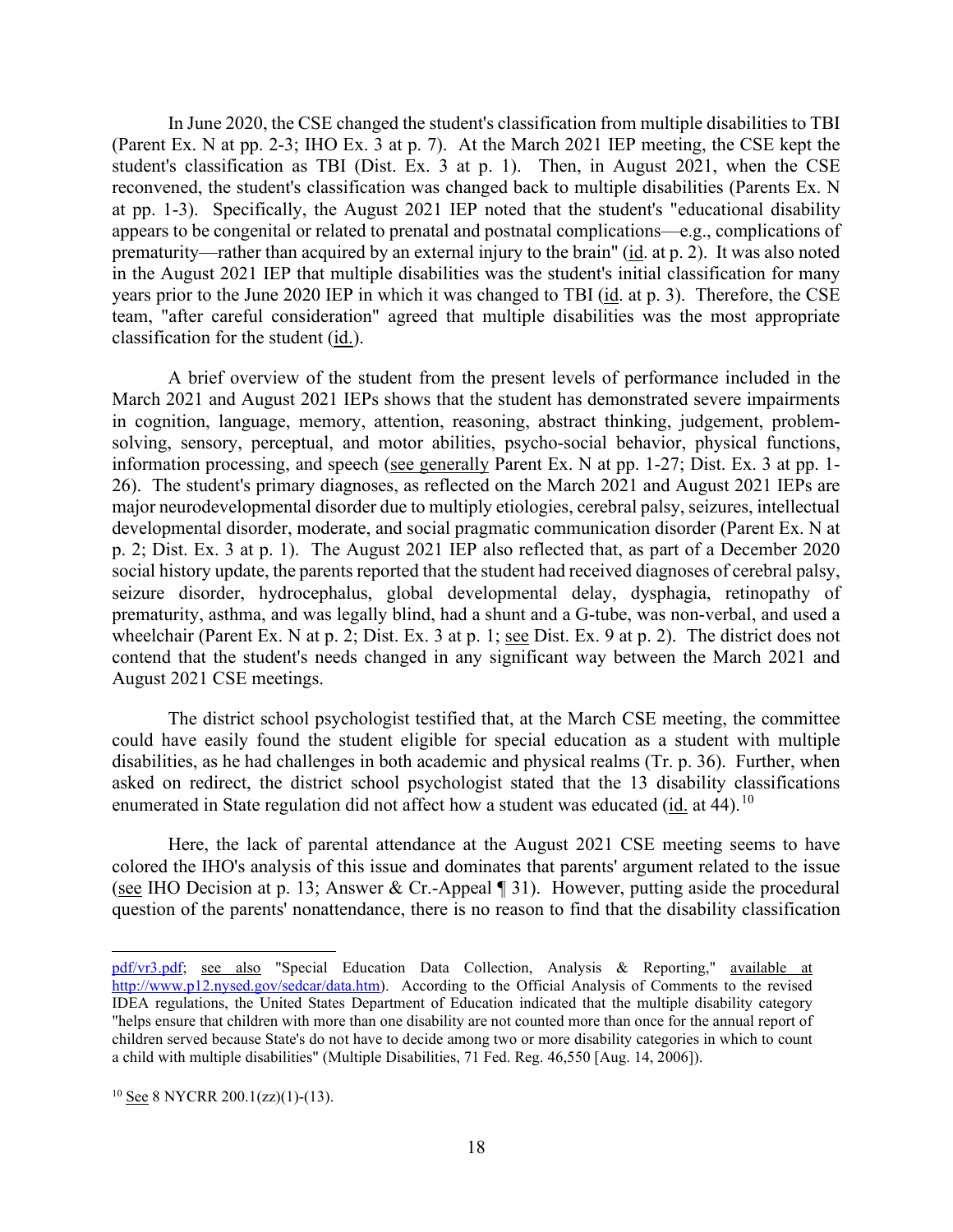In June 2020, the CSE changed the student's classification from multiple disabilities to TBI (Parent Ex. N at pp. 2-3; IHO Ex. 3 at p. 7). At the March 2021 IEP meeting, the CSE kept the student's classification as TBI (Dist. Ex. 3 at p. 1). Then, in August 2021, when the CSE reconvened, the student's classification was changed back to multiple disabilities (Parents Ex. N at pp. 1-3). Specifically, the August 2021 IEP noted that the student's "educational disability appears to be congenital or related to prenatal and postnatal complications—e.g., complications of prematurity—rather than acquired by an external injury to the brain" (id. at p. 2). It was also noted in the August 2021 IEP that multiple disabilities was the student's initial classification for many years prior to the June 2020 IEP in which it was changed to TBI (id. at p. 3). Therefore, the CSE team, "after careful consideration" agreed that multiple disabilities was the most appropriate classification for the student (id.).

A brief overview of the student from the present levels of performance included in the March 2021 and August 2021 IEPs shows that the student has demonstrated severe impairments in cognition, language, memory, attention, reasoning, abstract thinking, judgement, problem-solving, sensory, perceptual, and motor abilities, psycho-social behavior, physical functions, information processing, and speech (see generally Parent Ex. N at pp. 1-27; Dist. Ex. 3 at pp. 1-26). The student's primary diagnoses, as reflected on the March 2021 and August 2021 IEPs are major neurodevelopmental disorder due to multiply etiologies, cerebral palsy, seizures, intellectual developmental disorder, moderate, and social pragmatic communication disorder (Parent Ex. N at p. 2; Dist. Ex. 3 at p. 1). The August 2021 IEP also reflected that, as part of a December 2020 social history update, the parents reported that the student had received diagnoses of cerebral palsy, seizure disorder, hydrocephalus, global developmental delay, dysphagia, retinopathy of prematurity, asthma, and was legally blind, had a shunt and a G-tube, was non-verbal, and used a wheelchair (Parent Ex. N at p. 2; Dist. Ex. 3 at p. 1; see Dist. Ex. 9 at p. 2). The district does not contend that the student's needs changed in any significant way between the March 2021 and August 2021 CSE meetings.

The district school psychologist testified that, at the March CSE meeting, the committee could have easily found the student eligible for special education as a student with multiple disabilities, as he had challenges in both academic and physical realms (Tr. p. 36). Further, when asked on redirect, the district school psychologist stated that the 13 disability classifications enumerated in State regulation did not affect how a student was educated (id. at 44).[10]

Here, the lack of parental attendance at the August 2021 CSE meeting seems to have colored the IHO's analysis of this issue and dominates that parents' argument related to the issue (see IHO Decision at p. 13; Answer & Cr.-Appeal ¶ 31). However, putting aside the procedural question of the parents' nonattendance, there is no reason to find that the disability classification

---

pdf/vr3.pdf; see also "Special Education Data Collection, Analysis & Reporting," available at http://www.p12.nysed.gov/sedcar/data.htm). According to the Official Analysis of Comments to the revised IDEA regulations, the United States Department of Education indicated that the multiple disability category "helps ensure that children with more than one disability are not counted more than once for the annual report of children served because State's do not have to decide among two or more disability categories in which to count a child with multiple disabilities" (Multiple Disabilities, 71 Fed. Reg. 46,550 [Aug. 14, 2006]).

[10] See 8 NYCRR 200.1(zz)(1)-(13).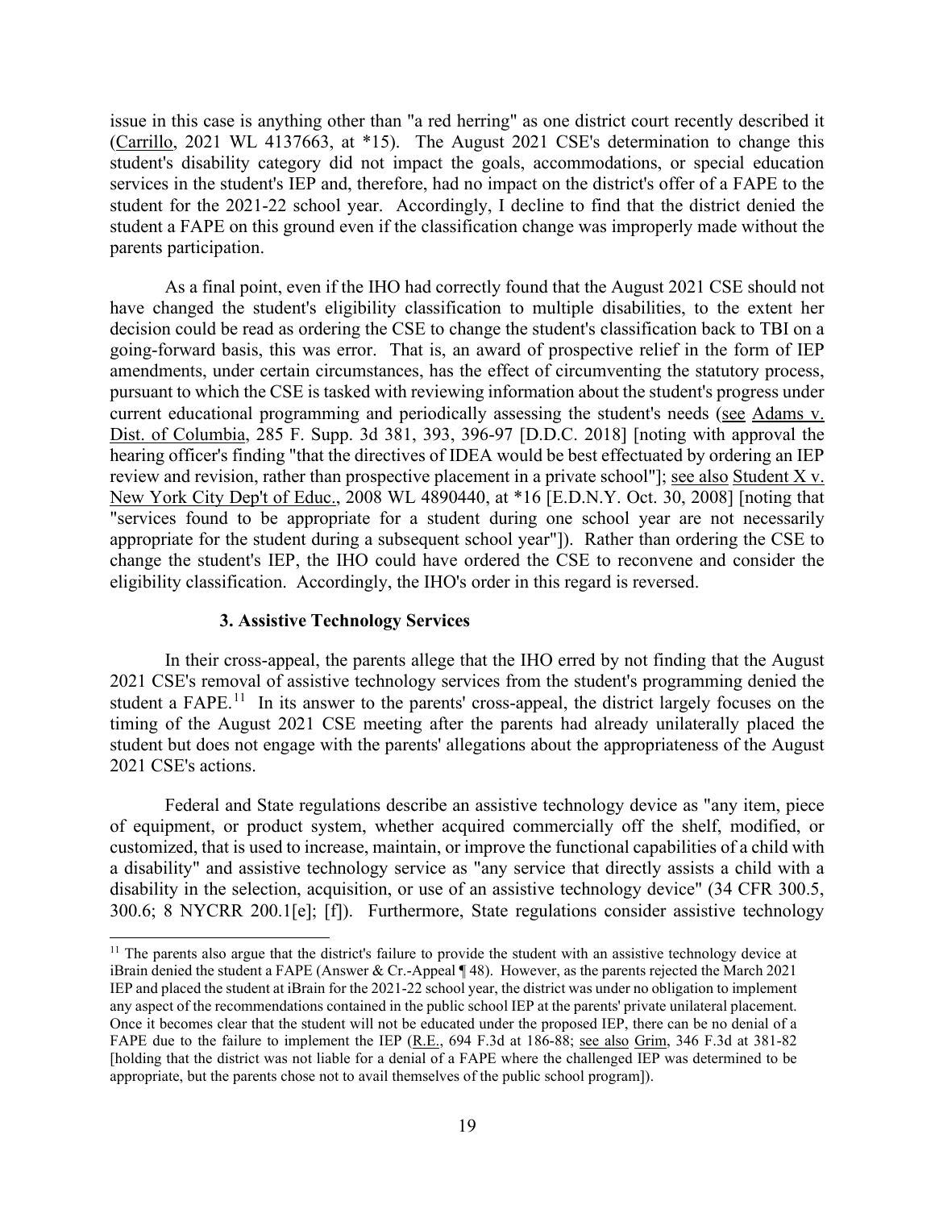issue in this case is anything other than "a red herring" as one district court recently described it (Carrillo, 2021 WL 4137663, at *15). The August 2021 CSE's determination to change this student's disability category did not impact the goals, accommodations, or special education services in the student's IEP and, therefore, had no impact on the district's offer of a FAPE to the student for the 2021-22 school year. Accordingly, I decline to find that the district denied the student a FAPE on this ground even if the classification change was improperly made without the parents participation.

As a final point, even if the IHO had correctly found that the August 2021 CSE should not have changed the student's eligibility classification to multiple disabilities, to the extent her decision could be read as ordering the CSE to change the student's classification back to TBI on a going-forward basis, this was error. That is, an award of prospective relief in the form of IEP amendments, under certain circumstances, has the effect of circumventing the statutory process, pursuant to which the CSE is tasked with reviewing information about the student's progress under current educational programming and periodically assessing the student's needs (see Adams v. Dist. of Columbia, 285 F. Supp. 3d 381, 393, 396-97 [D.D.C. 2018] [noting with approval the hearing officer's finding "that the directives of IDEA would be best effectuated by ordering an IEP review and revision, rather than prospective placement in a private school"]; see also Student X v. New York City Dep't of Educ., 2008 WL 4890440, at *16 [E.D.N.Y. Oct. 30, 2008] [noting that "services found to be appropriate for a student during one school year are not necessarily appropriate for the student during a subsequent school year"]). Rather than ordering the CSE to change the student's IEP, the IHO could have ordered the CSE to reconvene and consider the eligibility classification. Accordingly, the IHO's order in this regard is reversed.

### 3. Assistive Technology Services

In their cross-appeal, the parents allege that the IHO erred by not finding that the August 2021 CSE's removal of assistive technology services from the student's programming denied the student a FAPE.[11] In its answer to the parents' cross-appeal, the district largely focuses on the timing of the August 2021 CSE meeting after the parents had already unilaterally placed the student but does not engage with the parents' allegations about the appropriateness of the August 2021 CSE's actions.

Federal and State regulations describe an assistive technology device as "any item, piece of equipment, or product system, whether acquired commercially off the shelf, modified, or customized, that is used to increase, maintain, or improve the functional capabilities of a child with a disability" and assistive technology service as "any service that directly assists a child with a disability in the selection, acquisition, or use of an assistive technology device" (34 CFR 300.5, 300.6; 8 NYCRR 200.1[e]; [f]). Furthermore, State regulations consider assistive technology

[11] The parents also argue that the district's failure to provide the student with an assistive technology device at iBrain denied the student a FAPE (Answer & Cr.-Appeal ¶ 48). However, as the parents rejected the March 2021 IEP and placed the student at iBrain for the 2021-22 school year, the district was under no obligation to implement any aspect of the recommendations contained in the public school IEP at the parents' private unilateral placement. Once it becomes clear that the student will not be educated under the proposed IEP, there can be no denial of a FAPE due to the failure to implement the IEP (R.E., 694 F.3d at 186-88; see also Grim, 346 F.3d at 381-82 [holding that the district was not liable for a denial of a FAPE where the challenged IEP was determined to be appropriate, but the parents chose not to avail themselves of the public school program]).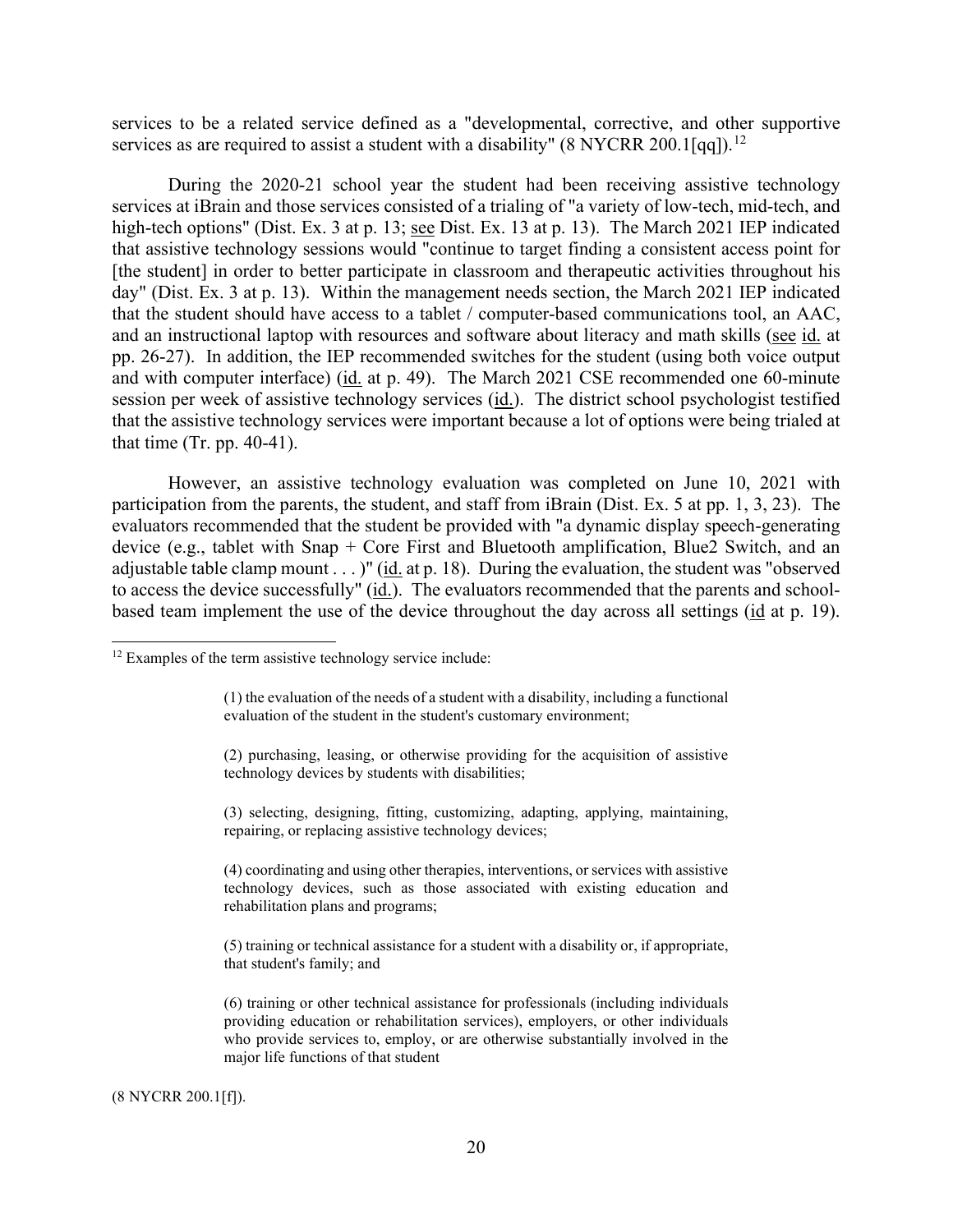services to be a related service defined as a "developmental, corrective, and other supportive services as are required to assist a student with a disability" (8 NYCRR 200.1[qq]).[12]

During the 2020-21 school year the student had been receiving assistive technology services at iBrain and those services consisted of a trialing of "a variety of low-tech, mid-tech, and high-tech options" (Dist. Ex. 3 at p. 13; see Dist. Ex. 13 at p. 13). The March 2021 IEP indicated that assistive technology sessions would "continue to target finding a consistent access point for [the student] in order to better participate in classroom and therapeutic activities throughout his day" (Dist. Ex. 3 at p. 13). Within the management needs section, the March 2021 IEP indicated that the student should have access to a tablet / computer-based communications tool, an AAC, and an instructional laptop with resources and software about literacy and math skills (see id. at pp. 26-27). In addition, the IEP recommended switches for the student (using both voice output and with computer interface) (id. at p. 49). The March 2021 CSE recommended one 60-minute session per week of assistive technology services (id.). The district school psychologist testified that the assistive technology services were important because a lot of options were being trialed at that time (Tr. pp. 40-41).

However, an assistive technology evaluation was completed on June 10, 2021 with participation from the parents, the student, and staff from iBrain (Dist. Ex. 5 at pp. 1, 3, 23). The evaluators recommended that the student be provided with "a dynamic display speech-generating device (e.g., tablet with Snap + Core First and Bluetooth amplification, Blue2 Switch, and an adjustable table clamp mount . . . )" (id. at p. 18). During the evaluation, the student was "observed to access the device successfully" (id.). The evaluators recommended that the parents and school-based team implement the use of the device throughout the day across all settings (id at p. 19).

---

[12] Examples of the term assistive technology service include:

> (1) the evaluation of the needs of a student with a disability, including a functional evaluation of the student in the student's customary environment;
>
> (2) purchasing, leasing, or otherwise providing for the acquisition of assistive technology devices by students with disabilities;
>
> (3) selecting, designing, fitting, customizing, adapting, applying, maintaining, repairing, or replacing assistive technology devices;
>
> (4) coordinating and using other therapies, interventions, or services with assistive technology devices, such as those associated with existing education and rehabilitation plans and programs;
>
> (5) training or technical assistance for a student with a disability or, if appropriate, that student's family; and
>
> (6) training or other technical assistance for professionals (including individuals providing education or rehabilitation services), employers, or other individuals who provide services to, employ, or are otherwise substantially involved in the major life functions of that student

(8 NYCRR 200.1[f]).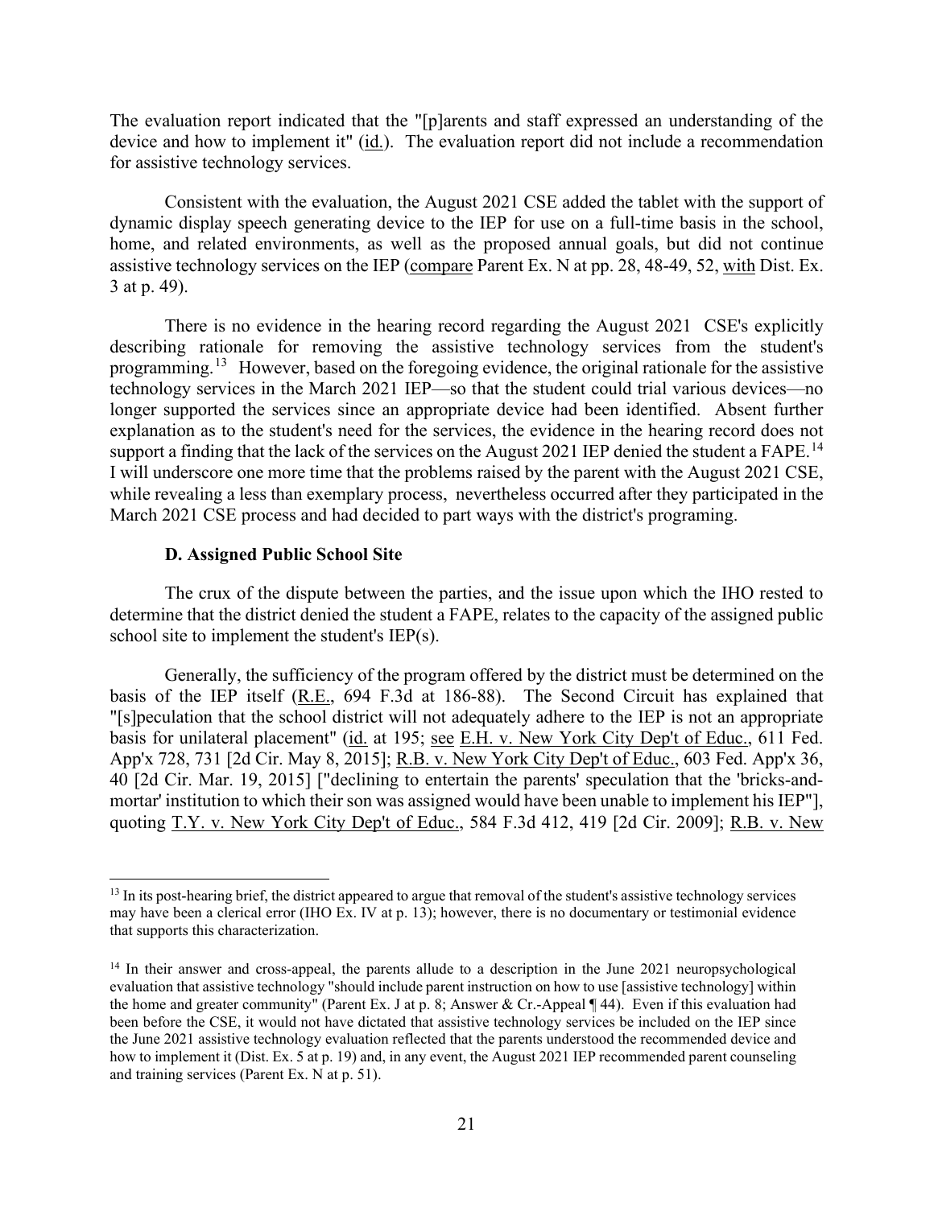The evaluation report indicated that the "[p]arents and staff expressed an understanding of the device and how to implement it" (id.). The evaluation report did not include a recommendation for assistive technology services.

Consistent with the evaluation, the August 2021 CSE added the tablet with the support of dynamic display speech generating device to the IEP for use on a full-time basis in the school, home, and related environments, as well as the proposed annual goals, but did not continue assistive technology services on the IEP (compare Parent Ex. N at pp. 28, 48-49, 52, with Dist. Ex. 3 at p. 49).

There is no evidence in the hearing record regarding the August 2021 CSE's explicitly describing rationale for removing the assistive technology services from the student's programming.[13] However, based on the foregoing evidence, the original rationale for the assistive technology services in the March 2021 IEP—so that the student could trial various devices—no longer supported the services since an appropriate device had been identified. Absent further explanation as to the student's need for the services, the evidence in the hearing record does not support a finding that the lack of the services on the August 2021 IEP denied the student a FAPE.[14] I will underscore one more time that the problems raised by the parent with the August 2021 CSE, while revealing a less than exemplary process, nevertheless occurred after they participated in the March 2021 CSE process and had decided to part ways with the district's programing.

### D. Assigned Public School Site

The crux of the dispute between the parties, and the issue upon which the IHO rested to determine that the district denied the student a FAPE, relates to the capacity of the assigned public school site to implement the student's IEP(s).

Generally, the sufficiency of the program offered by the district must be determined on the basis of the IEP itself (R.E., 694 F.3d at 186-88). The Second Circuit has explained that "[s]peculation that the school district will not adequately adhere to the IEP is not an appropriate basis for unilateral placement" (id. at 195; see E.H. v. New York City Dep't of Educ., 611 Fed. App'x 728, 731 [2d Cir. May 8, 2015]; R.B. v. New York City Dep't of Educ., 603 Fed. App'x 36, 40 [2d Cir. Mar. 19, 2015] ["declining to entertain the parents' speculation that the 'bricks-and-mortar' institution to which their son was assigned would have been unable to implement his IEP"], quoting T.Y. v. New York City Dep't of Educ., 584 F.3d 412, 419 [2d Cir. 2009]; R.B. v. New

---

[13] In its post-hearing brief, the district appeared to argue that removal of the student's assistive technology services may have been a clerical error (IHO Ex. IV at p. 13); however, there is no documentary or testimonial evidence that supports this characterization.

[14] In their answer and cross-appeal, the parents allude to a description in the June 2021 neuropsychological evaluation that assistive technology "should include parent instruction on how to use [assistive technology] within the home and greater community" (Parent Ex. J at p. 8; Answer & Cr.-Appeal ¶ 44). Even if this evaluation had been before the CSE, it would not have dictated that assistive technology services be included on the IEP since the June 2021 assistive technology evaluation reflected that the parents understood the recommended device and how to implement it (Dist. Ex. 5 at p. 19) and, in any event, the August 2021 IEP recommended parent counseling and training services (Parent Ex. N at p. 51).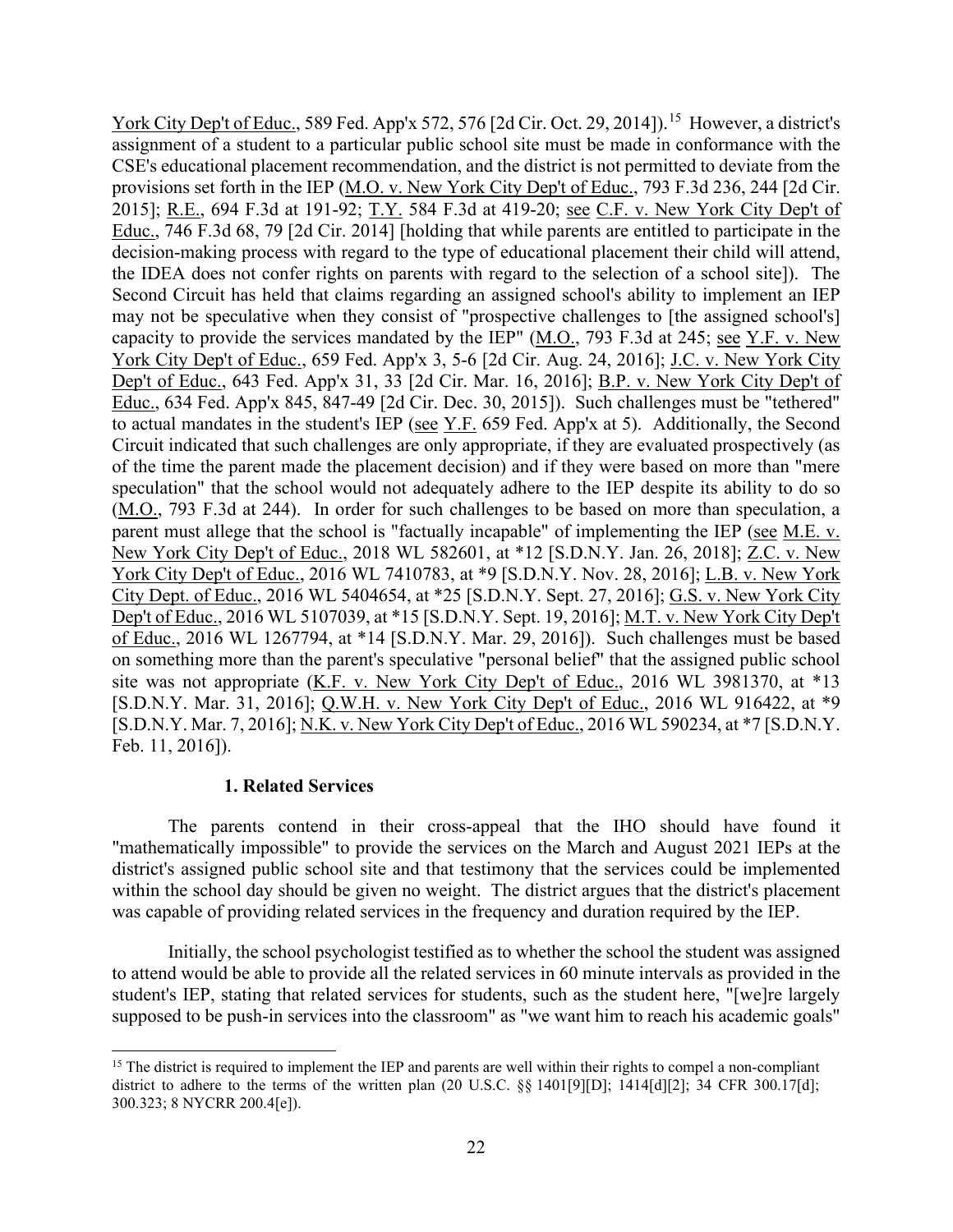York City Dep't of Educ., 589 Fed. App'x 572, 576 [2d Cir. Oct. 29, 2014]).[15] However, a district's assignment of a student to a particular public school site must be made in conformance with the CSE's educational placement recommendation, and the district is not permitted to deviate from the provisions set forth in the IEP (M.O. v. New York City Dep't of Educ., 793 F.3d 236, 244 [2d Cir. 2015]; R.E., 694 F.3d at 191-92; T.Y. 584 F.3d at 419-20; see C.F. v. New York City Dep't of Educ., 746 F.3d 68, 79 [2d Cir. 2014] [holding that while parents are entitled to participate in the decision-making process with regard to the type of educational placement their child will attend, the IDEA does not confer rights on parents with regard to the selection of a school site]). The Second Circuit has held that claims regarding an assigned school's ability to implement an IEP may not be speculative when they consist of "prospective challenges to [the assigned school's] capacity to provide the services mandated by the IEP" (M.O., 793 F.3d at 245; see Y.F. v. New York City Dep't of Educ., 659 Fed. App'x 3, 5-6 [2d Cir. Aug. 24, 2016]; J.C. v. New York City Dep't of Educ., 643 Fed. App'x 31, 33 [2d Cir. Mar. 16, 2016]; B.P. v. New York City Dep't of Educ., 634 Fed. App'x 845, 847-49 [2d Cir. Dec. 30, 2015]). Such challenges must be "tethered" to actual mandates in the student's IEP (see Y.F. 659 Fed. App'x at 5). Additionally, the Second Circuit indicated that such challenges are only appropriate, if they are evaluated prospectively (as of the time the parent made the placement decision) and if they were based on more than "mere speculation" that the school would not adequately adhere to the IEP despite its ability to do so (M.O., 793 F.3d at 244). In order for such challenges to be based on more than speculation, a parent must allege that the school is "factually incapable" of implementing the IEP (see M.E. v. New York City Dep't of Educ., 2018 WL 582601, at *12 [S.D.N.Y. Jan. 26, 2018]; Z.C. v. New York City Dep't of Educ., 2016 WL 7410783, at *9 [S.D.N.Y. Nov. 28, 2016]; L.B. v. New York City Dept. of Educ., 2016 WL 5404654, at *25 [S.D.N.Y. Sept. 27, 2016]; G.S. v. New York City Dep't of Educ., 2016 WL 5107039, at *15 [S.D.N.Y. Sept. 19, 2016]; M.T. v. New York City Dep't of Educ., 2016 WL 1267794, at *14 [S.D.N.Y. Mar. 29, 2016]). Such challenges must be based on something more than the parent's speculative "personal belief" that the assigned public school site was not appropriate (K.F. v. New York City Dep't of Educ., 2016 WL 3981370, at *13 [S.D.N.Y. Mar. 31, 2016]; Q.W.H. v. New York City Dep't of Educ., 2016 WL 916422, at *9 [S.D.N.Y. Mar. 7, 2016]; N.K. v. New York City Dep't of Educ., 2016 WL 590234, at *7 [S.D.N.Y. Feb. 11, 2016]).

### 1. Related Services

The parents contend in their cross-appeal that the IHO should have found it "mathematically impossible" to provide the services on the March and August 2021 IEPs at the district's assigned public school site and that testimony that the services could be implemented within the school day should be given no weight. The district argues that the district's placement was capable of providing related services in the frequency and duration required by the IEP.

Initially, the school psychologist testified as to whether the school the student was assigned to attend would be able to provide all the related services in 60 minute intervals as provided in the student's IEP, stating that related services for students, such as the student here, "[we]re largely supposed to be push-in services into the classroom" as "we want him to reach his academic goals"

---

[15] The district is required to implement the IEP and parents are well within their rights to compel a non-compliant district to adhere to the terms of the written plan (20 U.S.C. §§ 1401[9][D]; 1414[d][2]; 34 CFR 300.17[d]; 300.323; 8 NYCRR 200.4[e]).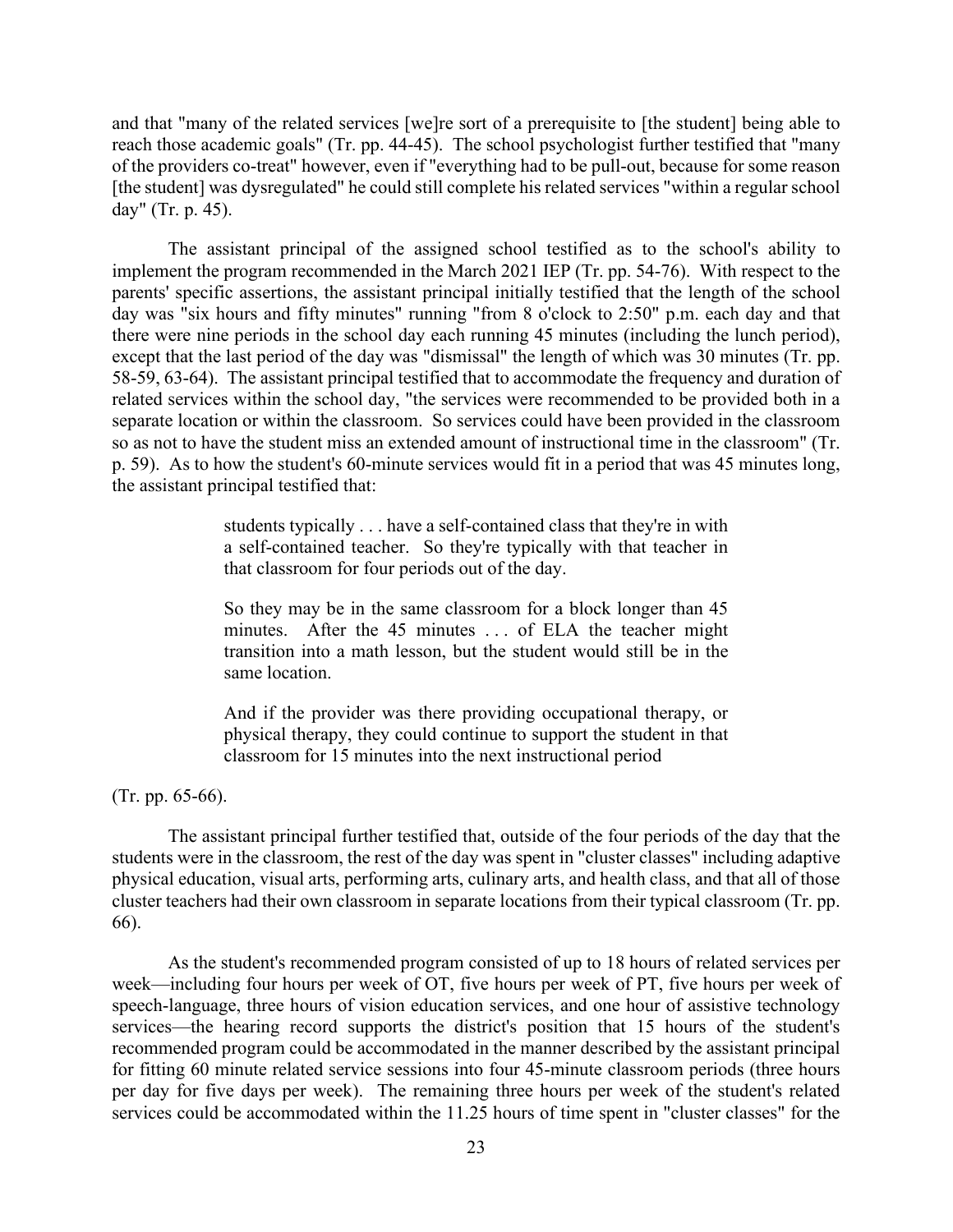and that "many of the related services [we]re sort of a prerequisite to [the student] being able to reach those academic goals" (Tr. pp. 44-45). The school psychologist further testified that "many of the providers co-treat" however, even if "everything had to be pull-out, because for some reason [the student] was dysregulated" he could still complete his related services "within a regular school day" (Tr. p. 45).

The assistant principal of the assigned school testified as to the school's ability to implement the program recommended in the March 2021 IEP (Tr. pp. 54-76). With respect to the parents' specific assertions, the assistant principal initially testified that the length of the school day was "six hours and fifty minutes" running "from 8 o'clock to 2:50" p.m. each day and that there were nine periods in the school day each running 45 minutes (including the lunch period), except that the last period of the day was "dismissal" the length of which was 30 minutes (Tr. pp. 58-59, 63-64). The assistant principal testified that to accommodate the frequency and duration of related services within the school day, "the services were recommended to be provided both in a separate location or within the classroom. So services could have been provided in the classroom so as not to have the student miss an extended amount of instructional time in the classroom" (Tr. p. 59). As to how the student's 60-minute services would fit in a period that was 45 minutes long, the assistant principal testified that:

> students typically . . . have a self-contained class that they're in with a self-contained teacher. So they're typically with that teacher in that classroom for four periods out of the day.
>
> So they may be in the same classroom for a block longer than 45 minutes. After the 45 minutes . . . of ELA the teacher might transition into a math lesson, but the student would still be in the same location.
>
> And if the provider was there providing occupational therapy, or physical therapy, they could continue to support the student in that classroom for 15 minutes into the next instructional period

(Tr. pp. 65-66).

The assistant principal further testified that, outside of the four periods of the day that the students were in the classroom, the rest of the day was spent in "cluster classes" including adaptive physical education, visual arts, performing arts, culinary arts, and health class, and that all of those cluster teachers had their own classroom in separate locations from their typical classroom (Tr. pp. 66).

As the student's recommended program consisted of up to 18 hours of related services per week—including four hours per week of OT, five hours per week of PT, five hours per week of speech-language, three hours of vision education services, and one hour of assistive technology services—the hearing record supports the district's position that 15 hours of the student's recommended program could be accommodated in the manner described by the assistant principal for fitting 60 minute related service sessions into four 45-minute classroom periods (three hours per day for five days per week). The remaining three hours per week of the student's related services could be accommodated within the 11.25 hours of time spent in "cluster classes" for the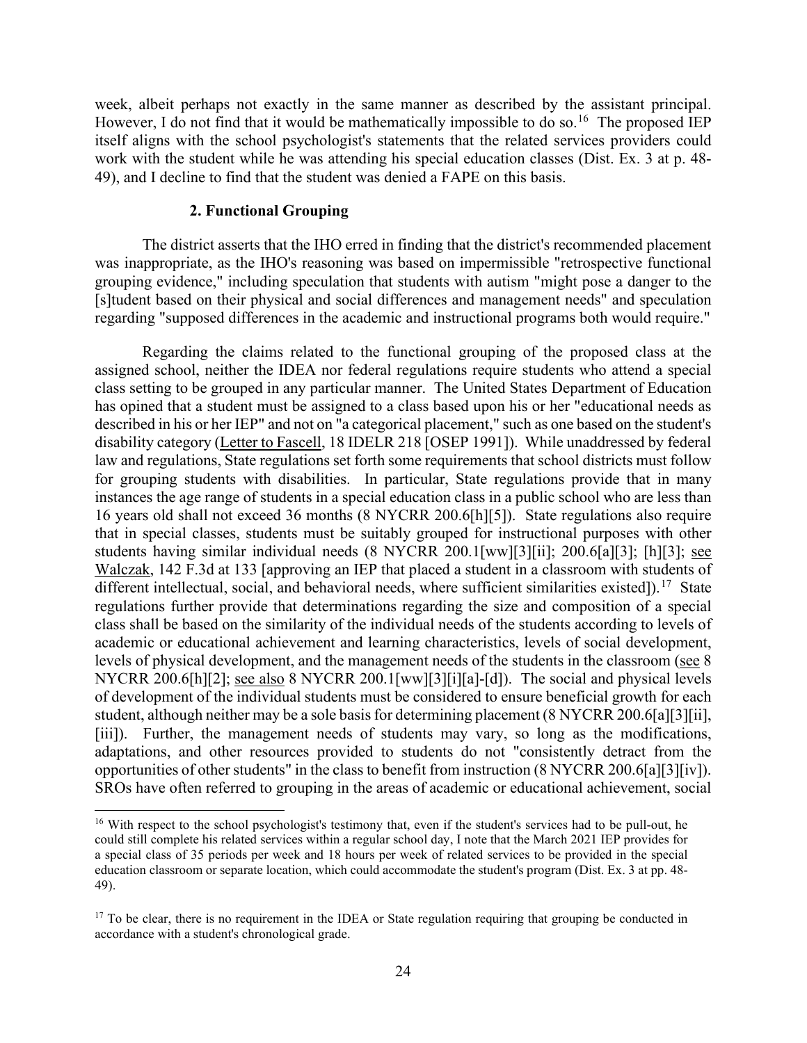week, albeit perhaps not exactly in the same manner as described by the assistant principal. However, I do not find that it would be mathematically impossible to do so.[16] The proposed IEP itself aligns with the school psychologist's statements that the related services providers could work with the student while he was attending his special education classes (Dist. Ex. 3 at p. 48-49), and I decline to find that the student was denied a FAPE on this basis.

### 2. Functional Grouping

The district asserts that the IHO erred in finding that the district's recommended placement was inappropriate, as the IHO's reasoning was based on impermissible "retrospective functional grouping evidence," including speculation that students with autism "might pose a danger to the [s]tudent based on their physical and social differences and management needs" and speculation regarding "supposed differences in the academic and instructional programs both would require."

Regarding the claims related to the functional grouping of the proposed class at the assigned school, neither the IDEA nor federal regulations require students who attend a special class setting to be grouped in any particular manner. The United States Department of Education has opined that a student must be assigned to a class based upon his or her "educational needs as described in his or her IEP" and not on "a categorical placement," such as one based on the student's disability category (Letter to Fascell, 18 IDELR 218 [OSEP 1991]). While unaddressed by federal law and regulations, State regulations set forth some requirements that school districts must follow for grouping students with disabilities. In particular, State regulations provide that in many instances the age range of students in a special education class in a public school who are less than 16 years old shall not exceed 36 months (8 NYCRR 200.6[h][5]). State regulations also require that in special classes, students must be suitably grouped for instructional purposes with other students having similar individual needs (8 NYCRR 200.1[ww][3][ii]; 200.6[a][3]; [h][3]; see Walczak, 142 F.3d at 133 [approving an IEP that placed a student in a classroom with students of different intellectual, social, and behavioral needs, where sufficient similarities existed]).[17] State regulations further provide that determinations regarding the size and composition of a special class shall be based on the similarity of the individual needs of the students according to levels of academic or educational achievement and learning characteristics, levels of social development, levels of physical development, and the management needs of the students in the classroom (see 8 NYCRR 200.6[h][2]; see also 8 NYCRR 200.1[ww][3][i][a]-[d]). The social and physical levels of development of the individual students must be considered to ensure beneficial growth for each student, although neither may be a sole basis for determining placement (8 NYCRR 200.6[a][3][ii], [iii]). Further, the management needs of students may vary, so long as the modifications, adaptations, and other resources provided to students do not "consistently detract from the opportunities of other students" in the class to benefit from instruction (8 NYCRR 200.6[a][3][iv]). SROs have often referred to grouping in the areas of academic or educational achievement, social

---

[16] With respect to the school psychologist's testimony that, even if the student's services had to be pull-out, he could still complete his related services within a regular school day, I note that the March 2021 IEP provides for a special class of 35 periods per week and 18 hours per week of related services to be provided in the special education classroom or separate location, which could accommodate the student's program (Dist. Ex. 3 at pp. 48-49).

[17] To be clear, there is no requirement in the IDEA or State regulation requiring that grouping be conducted in accordance with a student's chronological grade.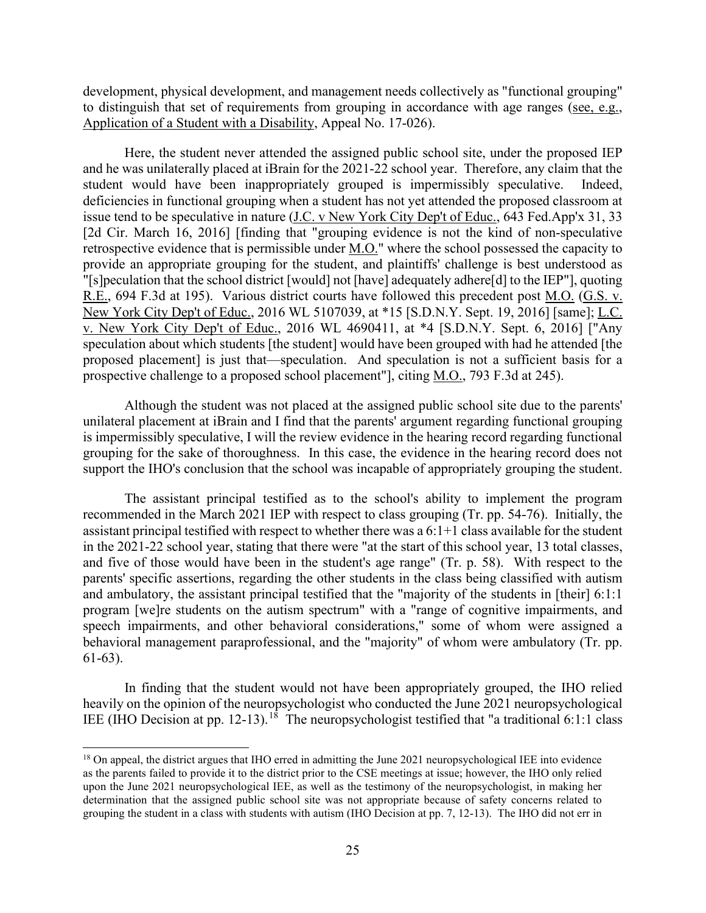development, physical development, and management needs collectively as "functional grouping" to distinguish that set of requirements from grouping in accordance with age ranges (see, e.g., Application of a Student with a Disability, Appeal No. 17-026).

Here, the student never attended the assigned public school site, under the proposed IEP and he was unilaterally placed at iBrain for the 2021-22 school year. Therefore, any claim that the student would have been inappropriately grouped is impermissibly speculative. Indeed, deficiencies in functional grouping when a student has not yet attended the proposed classroom at issue tend to be speculative in nature (J.C. v New York City Dep't of Educ., 643 Fed.App'x 31, 33 [2d Cir. March 16, 2016] [finding that "grouping evidence is not the kind of non-speculative retrospective evidence that is permissible under M.O." where the school possessed the capacity to provide an appropriate grouping for the student, and plaintiffs' challenge is best understood as "[s]peculation that the school district [would] not [have] adequately adhere[d] to the IEP"], quoting R.E., 694 F.3d at 195). Various district courts have followed this precedent post M.O. (G.S. v. New York City Dep't of Educ., 2016 WL 5107039, at *15 [S.D.N.Y. Sept. 19, 2016] [same]; L.C. v. New York City Dep't of Educ., 2016 WL 4690411, at *4 [S.D.N.Y. Sept. 6, 2016] ["Any speculation about which students [the student] would have been grouped with had he attended [the proposed placement] is just that—speculation. And speculation is not a sufficient basis for a prospective challenge to a proposed school placement"], citing M.O., 793 F.3d at 245).

Although the student was not placed at the assigned public school site due to the parents' unilateral placement at iBrain and I find that the parents' argument regarding functional grouping is impermissibly speculative, I will the review evidence in the hearing record regarding functional grouping for the sake of thoroughness. In this case, the evidence in the hearing record does not support the IHO's conclusion that the school was incapable of appropriately grouping the student.

The assistant principal testified as to the school's ability to implement the program recommended in the March 2021 IEP with respect to class grouping (Tr. pp. 54-76). Initially, the assistant principal testified with respect to whether there was a 6:1+1 class available for the student in the 2021-22 school year, stating that there were "at the start of this school year, 13 total classes, and five of those would have been in the student's age range" (Tr. p. 58). With respect to the parents' specific assertions, regarding the other students in the class being classified with autism and ambulatory, the assistant principal testified that the "majority of the students in [their] 6:1:1 program [we]re students on the autism spectrum" with a "range of cognitive impairments, and speech impairments, and other behavioral considerations," some of whom were assigned a behavioral management paraprofessional, and the "majority" of whom were ambulatory (Tr. pp. 61-63).

In finding that the student would not have been appropriately grouped, the IHO relied heavily on the opinion of the neuropsychologist who conducted the June 2021 neuropsychological IEE (IHO Decision at pp. 12-13).[18] The neuropsychologist testified that "a traditional 6:1:1 class

[18] On appeal, the district argues that IHO erred in admitting the June 2021 neuropsychological IEE into evidence as the parents failed to provide it to the district prior to the CSE meetings at issue; however, the IHO only relied upon the June 2021 neuropsychological IEE, as well as the testimony of the neuropsychologist, in making her determination that the assigned public school site was not appropriate because of safety concerns related to grouping the student in a class with students with autism (IHO Decision at pp. 7, 12-13). The IHO did not err in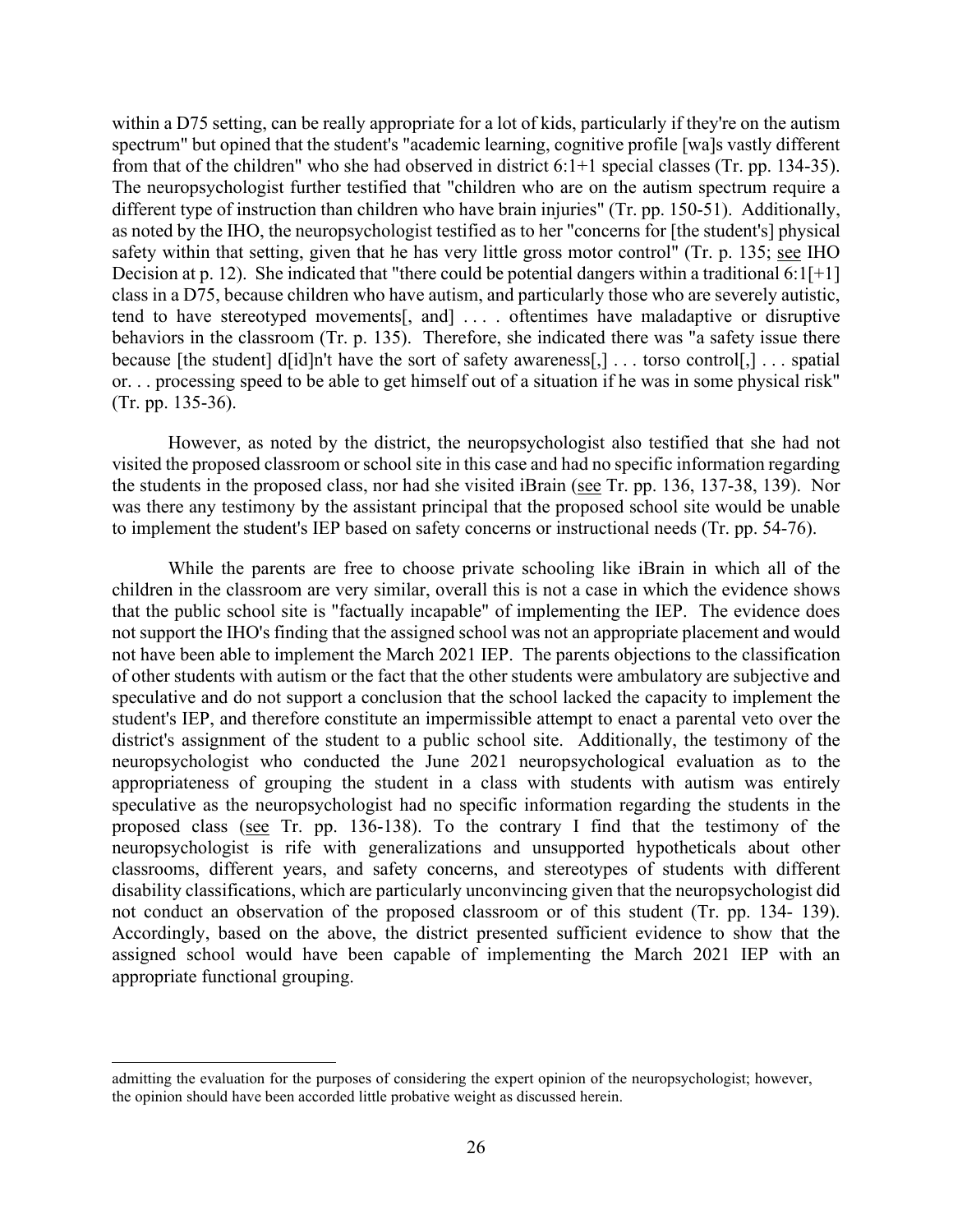within a D75 setting, can be really appropriate for a lot of kids, particularly if they're on the autism spectrum" but opined that the student's "academic learning, cognitive profile [wa]s vastly different from that of the children" who she had observed in district 6:1+1 special classes (Tr. pp. 134-35). The neuropsychologist further testified that "children who are on the autism spectrum require a different type of instruction than children who have brain injuries" (Tr. pp. 150-51). Additionally, as noted by the IHO, the neuropsychologist testified as to her "concerns for [the student's] physical safety within that setting, given that he has very little gross motor control" (Tr. p. 135; see IHO Decision at p. 12). She indicated that "there could be potential dangers within a traditional 6:1[+1] class in a D75, because children who have autism, and particularly those who are severely autistic, tend to have stereotyped movements[, and] . . . . oftentimes have maladaptive or disruptive behaviors in the classroom (Tr. p. 135). Therefore, she indicated there was "a safety issue there because [the student] d[id]n't have the sort of safety awareness[,] . . . torso control[,] . . . spatial or. . . processing speed to be able to get himself out of a situation if he was in some physical risk" (Tr. pp. 135-36).

However, as noted by the district, the neuropsychologist also testified that she had not visited the proposed classroom or school site in this case and had no specific information regarding the students in the proposed class, nor had she visited iBrain (see Tr. pp. 136, 137-38, 139). Nor was there any testimony by the assistant principal that the proposed school site would be unable to implement the student's IEP based on safety concerns or instructional needs (Tr. pp. 54-76).

While the parents are free to choose private schooling like iBrain in which all of the children in the classroom are very similar, overall this is not a case in which the evidence shows that the public school site is "factually incapable" of implementing the IEP. The evidence does not support the IHO's finding that the assigned school was not an appropriate placement and would not have been able to implement the March 2021 IEP. The parents objections to the classification of other students with autism or the fact that the other students were ambulatory are subjective and speculative and do not support a conclusion that the school lacked the capacity to implement the student's IEP, and therefore constitute an impermissible attempt to enact a parental veto over the district's assignment of the student to a public school site. Additionally, the testimony of the neuropsychologist who conducted the June 2021 neuropsychological evaluation as to the appropriateness of grouping the student in a class with students with autism was entirely speculative as the neuropsychologist had no specific information regarding the students in the proposed class (see Tr. pp. 136-138). To the contrary I find that the testimony of the neuropsychologist is rife with generalizations and unsupported hypotheticals about other classrooms, different years, and safety concerns, and stereotypes of students with different disability classifications, which are particularly unconvincing given that the neuropsychologist did not conduct an observation of the proposed classroom or of this student (Tr. pp. 134- 139). Accordingly, based on the above, the district presented sufficient evidence to show that the assigned school would have been capable of implementing the March 2021 IEP with an appropriate functional grouping.

---

admitting the evaluation for the purposes of considering the expert opinion of the neuropsychologist; however, the opinion should have been accorded little probative weight as discussed herein.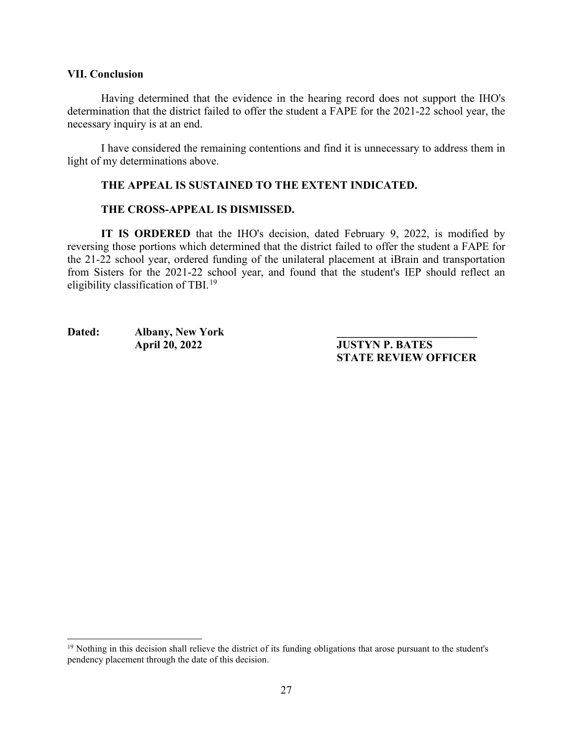## VII. Conclusion

Having determined that the evidence in the hearing record does not support the IHO's determination that the district failed to offer the student a FAPE for the 2021-22 school year, the necessary inquiry is at an end.

I have considered the remaining contentions and find it is unnecessary to address them in light of my determinations above.

**THE APPEAL IS SUSTAINED TO THE EXTENT INDICATED.**

**THE CROSS-APPEAL IS DISMISSED.**

**IT IS ORDERED** that the IHO's decision, dated February 9, 2022, is modified by reversing those portions which determined that the district failed to offer the student a FAPE for the 21-22 school year, ordered funding of the unilateral placement at iBrain and transportation from Sisters for the 2021-22 school year, and found that the student's IEP should reflect an eligibility classification of TBI.[19]

**Dated: Albany, New York**
**April 20, 2022**

**JUSTYN P. BATES**
**STATE REVIEW OFFICER**

---

[19] Nothing in this decision shall relieve the district of its funding obligations that arose pursuant to the student's pendency placement through the date of this decision.